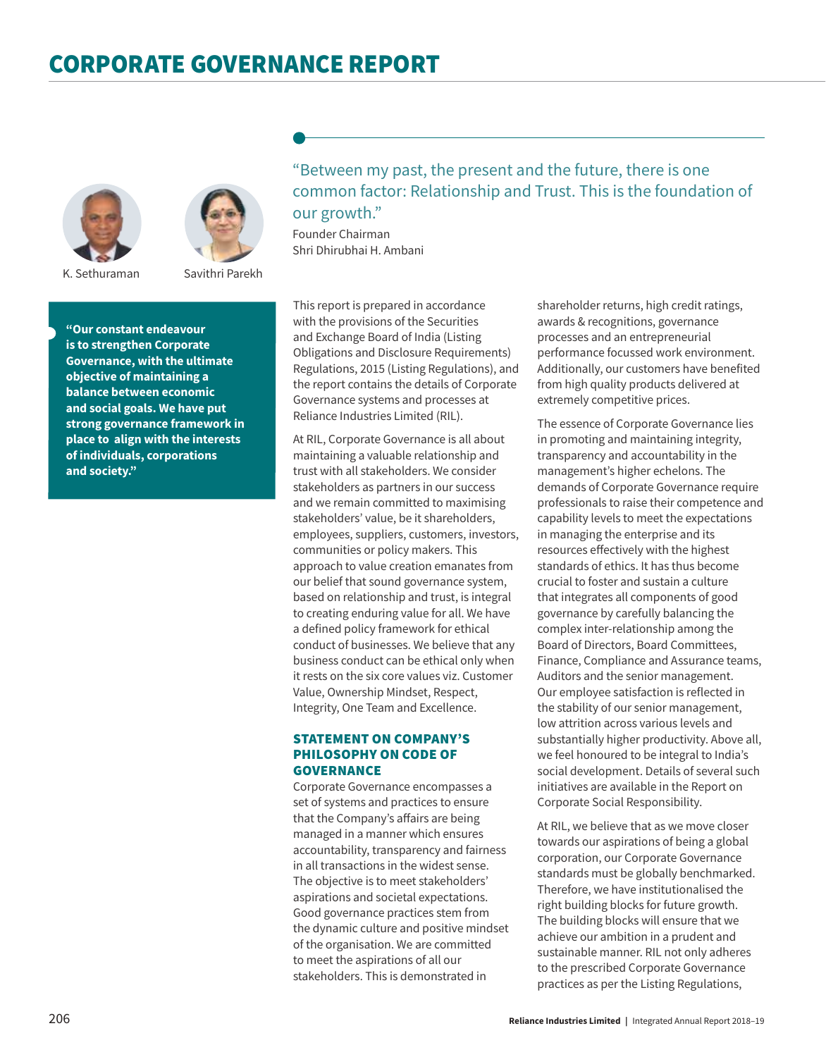# CORPORATE GOVERNANCE REPORT

K. Sethuraman

Savithri Parekh

**"Our constant endeavour is to strengthen Corporate Governance, with the ultimate objective of maintaining a balance between economic and social goals. We have put strong governance framework in place to align with the interests of individuals, corporations and society."**

"Between my past, the present and the future, there is one common factor: Relationship and Trust. This is the foundation of our growth."

Founder Chairman
Shri Dhirubhai H. Ambani

This report is prepared in accordance with the provisions of the Securities and Exchange Board of India (Listing Obligations and Disclosure Requirements) Regulations, 2015 (Listing Regulations), and the report contains the details of Corporate Governance systems and processes at Reliance Industries Limited (RIL).

At RIL, Corporate Governance is all about maintaining a valuable relationship and trust with all stakeholders. We consider stakeholders as partners in our success and we remain committed to maximising stakeholders' value, be it shareholders, employees, suppliers, customers, investors, communities or policy makers. This approach to value creation emanates from our belief that sound governance system, based on relationship and trust, is integral to creating enduring value for all. We have a defined policy framework for ethical conduct of businesses. We believe that any business conduct can be ethical only when it rests on the six core values viz. Customer Value, Ownership Mindset, Respect, Integrity, One Team and Excellence.

## STATEMENT ON COMPANY'S PHILOSOPHY ON CODE OF GOVERNANCE

Corporate Governance encompasses a set of systems and practices to ensure that the Company's affairs are being managed in a manner which ensures accountability, transparency and fairness in all transactions in the widest sense. The objective is to meet stakeholders' aspirations and societal expectations. Good governance practices stem from the dynamic culture and positive mindset of the organisation. We are committed to meet the aspirations of all our stakeholders. This is demonstrated in shareholder returns, high credit ratings, awards & recognitions, governance processes and an entrepreneurial performance focussed work environment. Additionally, our customers have benefited from high quality products delivered at extremely competitive prices.

The essence of Corporate Governance lies in promoting and maintaining integrity, transparency and accountability in the management's higher echelons. The demands of Corporate Governance require professionals to raise their competence and capability levels to meet the expectations in managing the enterprise and its resources effectively with the highest standards of ethics. It has thus become crucial to foster and sustain a culture that integrates all components of good governance by carefully balancing the complex inter-relationship among the Board of Directors, Board Committees, Finance, Compliance and Assurance teams, Auditors and the senior management. Our employee satisfaction is reflected in the stability of our senior management, low attrition across various levels and substantially higher productivity. Above all, we feel honoured to be integral to India's social development. Details of several such initiatives are available in the Report on Corporate Social Responsibility.

At RIL, we believe that as we move closer towards our aspirations of being a global corporation, our Corporate Governance standards must be globally benchmarked. Therefore, we have institutionalised the right building blocks for future growth. The building blocks will ensure that we achieve our ambition in a prudent and sustainable manner. RIL not only adheres to the prescribed Corporate Governance practices as per the Listing Regulations,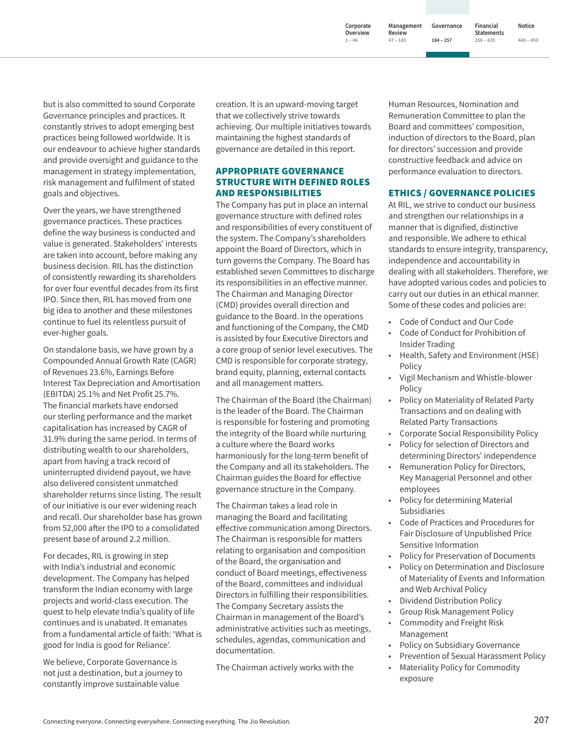but is also committed to sound Corporate Governance principles and practices. It constantly strives to adopt emerging best practices being followed worldwide. It is our endeavour to achieve higher standards and provide oversight and guidance to the management in strategy implementation, risk management and fulfilment of stated goals and objectives.

Over the years, we have strengthened governance practices. These practices define the way business is conducted and value is generated. Stakeholders' interests are taken into account, before making any business decision. RIL has the distinction of consistently rewarding its shareholders for over four eventful decades from its first IPO. Since then, RIL has moved from one big idea to another and these milestones continue to fuel its relentless pursuit of ever-higher goals.

On standalone basis, we have grown by a Compounded Annual Growth Rate (CAGR) of Revenues 23.6%, Earnings Before Interest Tax Depreciation and Amortisation (EBITDA) 25.1% and Net Profit 25.7%. The financial markets have endorsed our sterling performance and the market capitalisation has increased by CAGR of 31.9% during the same period. In terms of distributing wealth to our shareholders, apart from having a track record of uninterrupted dividend payout, we have also delivered consistent unmatched shareholder returns since listing. The result of our initiative is our ever widening reach and recall. Our shareholder base has grown from 52,000 after the IPO to a consolidated present base of around 2.2 million.

For decades, RIL is growing in step with India's industrial and economic development. The Company has helped transform the Indian economy with large projects and world-class execution. The quest to help elevate India's quality of life continues and is unabated. It emanates from a fundamental article of faith: 'What is good for India is good for Reliance'.

We believe, Corporate Governance is not just a destination, but a journey to constantly improve sustainable value creation. It is an upward-moving target that we collectively strive towards achieving. Our multiple initiatives towards maintaining the highest standards of governance are detailed in this report.

## APPROPRIATE GOVERNANCE STRUCTURE WITH DEFINED ROLES AND RESPONSIBILITIES

The Company has put in place an internal governance structure with defined roles and responsibilities of every constituent of the system. The Company's shareholders appoint the Board of Directors, which in turn governs the Company. The Board has established seven Committees to discharge its responsibilities in an effective manner. The Chairman and Managing Director (CMD) provides overall direction and guidance to the Board. In the operations and functioning of the Company, the CMD is assisted by four Executive Directors and a core group of senior level executives. The CMD is responsible for corporate strategy, brand equity, planning, external contacts and all management matters.

The Chairman of the Board (the Chairman) is the leader of the Board. The Chairman is responsible for fostering and promoting the integrity of the Board while nurturing a culture where the Board works harmoniously for the long-term benefit of the Company and all its stakeholders. The Chairman guides the Board for effective governance structure in the Company.

The Chairman takes a lead role in managing the Board and facilitating effective communication among Directors. The Chairman is responsible for matters relating to organisation and composition of the Board, the organisation and conduct of Board meetings, effectiveness of the Board, committees and individual Directors in fulfilling their responsibilities. The Company Secretary assists the Chairman in management of the Board's administrative activities such as meetings, schedules, agendas, communication and documentation.

The Chairman actively works with the Human Resources, Nomination and Remuneration Committee to plan the Board and committees' composition, induction of directors to the Board, plan for directors' succession and provide constructive feedback and advice on performance evaluation to directors.

## ETHICS / GOVERNANCE POLICIES

At RIL, we strive to conduct our business and strengthen our relationships in a manner that is dignified, distinctive and responsible. We adhere to ethical standards to ensure integrity, transparency, independence and accountability in dealing with all stakeholders. Therefore, we have adopted various codes and policies to carry out our duties in an ethical manner. Some of these codes and policies are:

- Code of Conduct and Our Code
- Code of Conduct for Prohibition of Insider Trading
- Health, Safety and Environment (HSE) Policy
- Vigil Mechanism and Whistle-blower Policy
- Policy on Materiality of Related Party Transactions and on dealing with Related Party Transactions
- Corporate Social Responsibility Policy
- Policy for selection of Directors and determining Directors' independence
- Remuneration Policy for Directors, Key Managerial Personnel and other employees
- Policy for determining Material Subsidiaries
- Code of Practices and Procedures for Fair Disclosure of Unpublished Price Sensitive Information
- Policy for Preservation of Documents
- Policy on Determination and Disclosure of Materiality of Events and Information and Web Archival Policy
- Dividend Distribution Policy
- Group Risk Management Policy
- Commodity and Freight Risk Management
- Policy on Subsidiary Governance
- Prevention of Sexual Harassment Policy
- Materiality Policy for Commodity exposure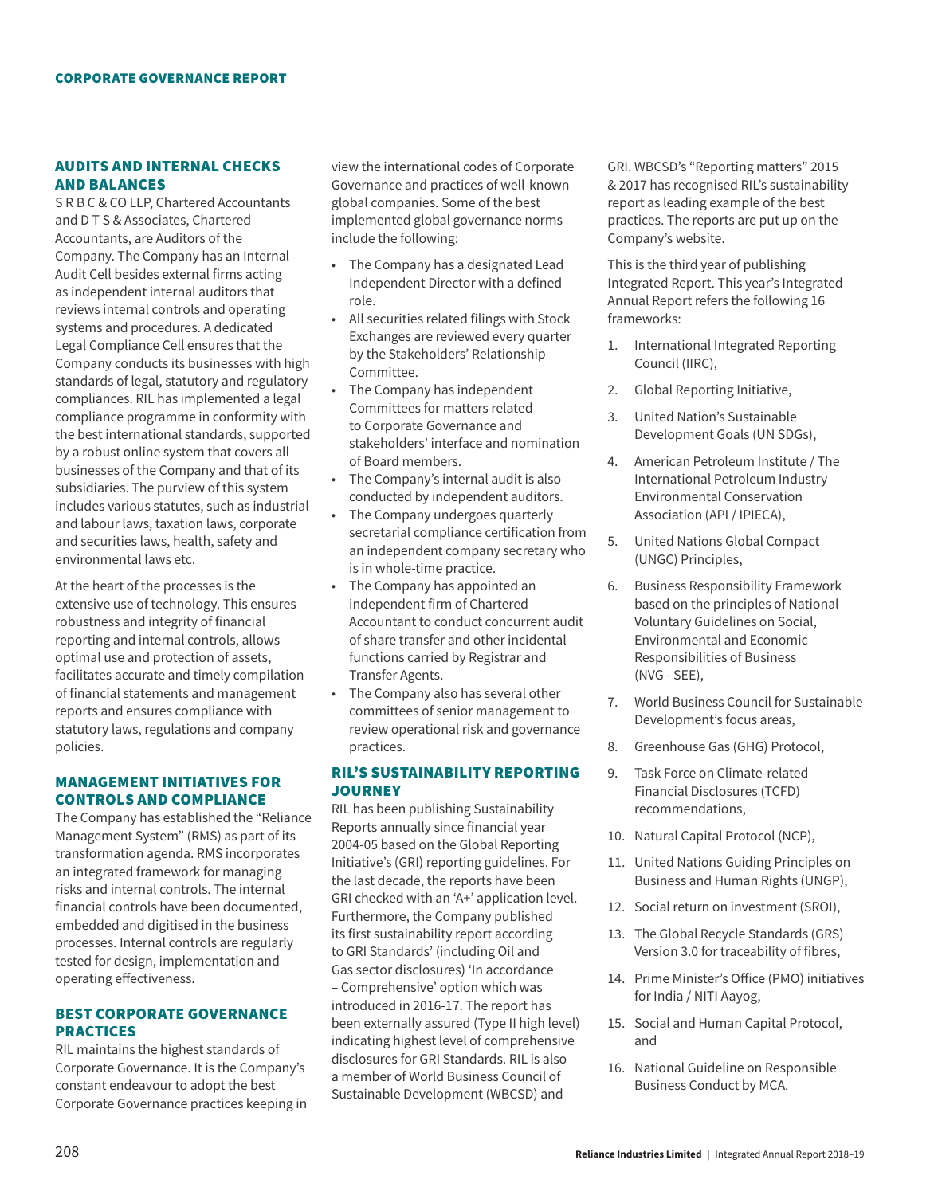## AUDITS AND INTERNAL CHECKS AND BALANCES

S R B C & CO LLP, Chartered Accountants and D T S & Associates, Chartered Accountants, are Auditors of the Company. The Company has an Internal Audit Cell besides external firms acting as independent internal auditors that reviews internal controls and operating systems and procedures. A dedicated Legal Compliance Cell ensures that the Company conducts its businesses with high standards of legal, statutory and regulatory compliances. RIL has implemented a legal compliance programme in conformity with the best international standards, supported by a robust online system that covers all businesses of the Company and that of its subsidiaries. The purview of this system includes various statutes, such as industrial and labour laws, taxation laws, corporate and securities laws, health, safety and environmental laws etc.

At the heart of the processes is the extensive use of technology. This ensures robustness and integrity of financial reporting and internal controls, allows optimal use and protection of assets, facilitates accurate and timely compilation of financial statements and management reports and ensures compliance with statutory laws, regulations and company policies.

## MANAGEMENT INITIATIVES FOR CONTROLS AND COMPLIANCE

The Company has established the "Reliance Management System" (RMS) as part of its transformation agenda. RMS incorporates an integrated framework for managing risks and internal controls. The internal financial controls have been documented, embedded and digitised in the business processes. Internal controls are regularly tested for design, implementation and operating effectiveness.

## BEST CORPORATE GOVERNANCE PRACTICES

RIL maintains the highest standards of Corporate Governance. It is the Company's constant endeavour to adopt the best Corporate Governance practices keeping in view the international codes of Corporate Governance and practices of well-known global companies. Some of the best implemented global governance norms include the following:

- The Company has a designated Lead Independent Director with a defined role.
- All securities related filings with Stock Exchanges are reviewed every quarter by the Stakeholders' Relationship Committee.
- The Company has independent Committees for matters related to Corporate Governance and stakeholders' interface and nomination of Board members.
- The Company's internal audit is also conducted by independent auditors.
- The Company undergoes quarterly secretarial compliance certification from an independent company secretary who is in whole-time practice.
- The Company has appointed an independent firm of Chartered Accountant to conduct concurrent audit of share transfer and other incidental functions carried by Registrar and Transfer Agents.
- The Company also has several other committees of senior management to review operational risk and governance practices.

## RIL'S SUSTAINABILITY REPORTING JOURNEY

RIL has been publishing Sustainability Reports annually since financial year 2004-05 based on the Global Reporting Initiative's (GRI) reporting guidelines. For the last decade, the reports have been GRI checked with an 'A+' application level. Furthermore, the Company published its first sustainability report according to GRI Standards' (including Oil and Gas sector disclosures) 'In accordance – Comprehensive' option which was introduced in 2016-17. The report has been externally assured (Type II high level) indicating highest level of comprehensive disclosures for GRI Standards. RIL is also a member of World Business Council of Sustainable Development (WBCSD) and GRI. WBCSD's "Reporting matters" 2015 & 2017 has recognised RIL's sustainability report as leading example of the best practices. The reports are put up on the Company's website.

This is the third year of publishing Integrated Report. This year's Integrated Annual Report refers the following 16 frameworks:

1. International Integrated Reporting Council (IIRC),
2. Global Reporting Initiative,
3. United Nation's Sustainable Development Goals (UN SDGs),
4. American Petroleum Institute / The International Petroleum Industry Environmental Conservation Association (API / IPIECA),
5. United Nations Global Compact (UNGC) Principles,
6. Business Responsibility Framework based on the principles of National Voluntary Guidelines on Social, Environmental and Economic Responsibilities of Business (NVG - SEE),
7. World Business Council for Sustainable Development's focus areas,
8. Greenhouse Gas (GHG) Protocol,
9. Task Force on Climate-related Financial Disclosures (TCFD) recommendations,
10. Natural Capital Protocol (NCP),
11. United Nations Guiding Principles on Business and Human Rights (UNGP),
12. Social return on investment (SROI),
13. The Global Recycle Standards (GRS) Version 3.0 for traceability of fibres,
14. Prime Minister's Office (PMO) initiatives for India / NITI Aayog,
15. Social and Human Capital Protocol, and
16. National Guideline on Responsible Business Conduct by MCA.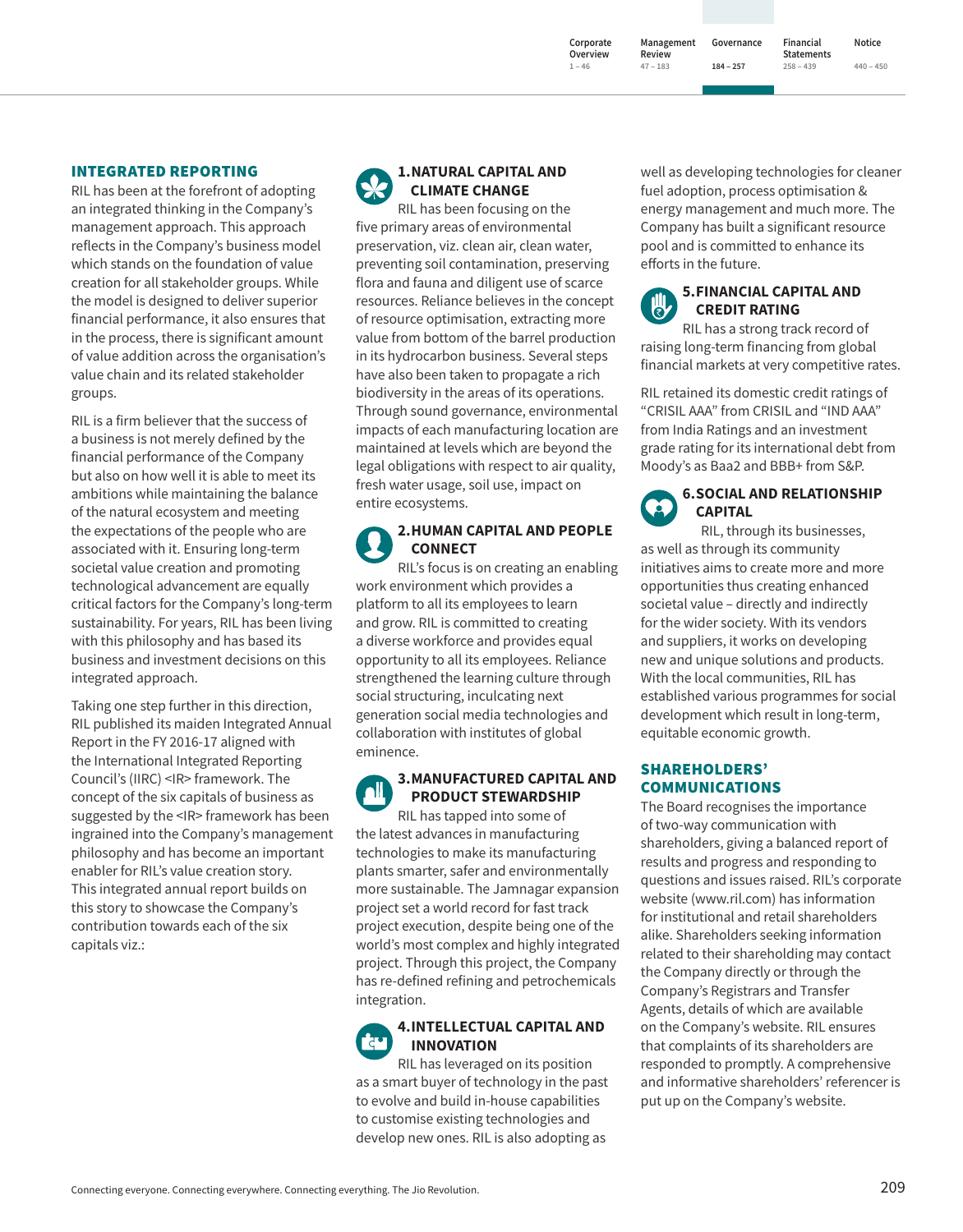## INTEGRATED REPORTING

RIL has been at the forefront of adopting an integrated thinking in the Company's management approach. This approach reflects in the Company's business model which stands on the foundation of value creation for all stakeholder groups. While the model is designed to deliver superior financial performance, it also ensures that in the process, there is significant amount of value addition across the organisation's value chain and its related stakeholder groups.

RIL is a firm believer that the success of a business is not merely defined by the financial performance of the Company but also on how well it is able to meet its ambitions while maintaining the balance of the natural ecosystem and meeting the expectations of the people who are associated with it. Ensuring long-term societal value creation and promoting technological advancement are equally critical factors for the Company's long-term sustainability. For years, RIL has been living with this philosophy and has based its business and investment decisions on this integrated approach.

Taking one step further in this direction, RIL published its maiden Integrated Annual Report in the FY 2016-17 aligned with the International Integrated Reporting Council's (IIRC) <IR> framework. The concept of the six capitals of business as suggested by the <IR> framework has been ingrained into the Company's management philosophy and has become an important enabler for RIL's value creation story. This integrated annual report builds on this story to showcase the Company's contribution towards each of the six capitals viz.:

### 1. NATURAL CAPITAL AND CLIMATE CHANGE

RIL has been focusing on the five primary areas of environmental preservation, viz. clean air, clean water, preventing soil contamination, preserving flora and fauna and diligent use of scarce resources. Reliance believes in the concept of resource optimisation, extracting more value from bottom of the barrel production in its hydrocarbon business. Several steps have also been taken to propagate a rich biodiversity in the areas of its operations. Through sound governance, environmental impacts of each manufacturing location are maintained at levels which are beyond the legal obligations with respect to air quality, fresh water usage, soil use, impact on entire ecosystems.

### 2. HUMAN CAPITAL AND PEOPLE CONNECT

RIL's focus is on creating an enabling work environment which provides a platform to all its employees to learn and grow. RIL is committed to creating a diverse workforce and provides equal opportunity to all its employees. Reliance strengthened the learning culture through social structuring, inculcating next generation social media technologies and collaboration with institutes of global eminence.

### 3. MANUFACTURED CAPITAL AND PRODUCT STEWARDSHIP

RIL has tapped into some of the latest advances in manufacturing technologies to make its manufacturing plants smarter, safer and environmentally more sustainable. The Jamnagar expansion project set a world record for fast track project execution, despite being one of the world's most complex and highly integrated project. Through this project, the Company has re-defined refining and petrochemicals integration.

### 4. INTELLECTUAL CAPITAL AND INNOVATION

RIL has leveraged on its position as a smart buyer of technology in the past to evolve and build in-house capabilities to customise existing technologies and develop new ones. RIL is also adopting as well as developing technologies for cleaner fuel adoption, process optimisation & energy management and much more. The Company has built a significant resource pool and is committed to enhance its efforts in the future.

### 5. FINANCIAL CAPITAL AND CREDIT RATING

RIL has a strong track record of raising long-term financing from global financial markets at very competitive rates.

RIL retained its domestic credit ratings of "CRISIL AAA" from CRISIL and "IND AAA" from India Ratings and an investment grade rating for its international debt from Moody's as Baa2 and BBB+ from S&P.

### 6. SOCIAL AND RELATIONSHIP CAPITAL

RIL, through its businesses, as well as through its community initiatives aims to create more and more opportunities thus creating enhanced societal value – directly and indirectly for the wider society. With its vendors and suppliers, it works on developing new and unique solutions and products. With the local communities, RIL has established various programmes for social development which result in long-term, equitable economic growth.

## SHAREHOLDERS' COMMUNICATIONS

The Board recognises the importance of two-way communication with shareholders, giving a balanced report of results and progress and responding to questions and issues raised. RIL's corporate website (www.ril.com) has information for institutional and retail shareholders alike. Shareholders seeking information related to their shareholding may contact the Company directly or through the Company's Registrars and Transfer Agents, details of which are available on the Company's website. RIL ensures that complaints of its shareholders are responded to promptly. A comprehensive and informative shareholders' referencer is put up on the Company's website.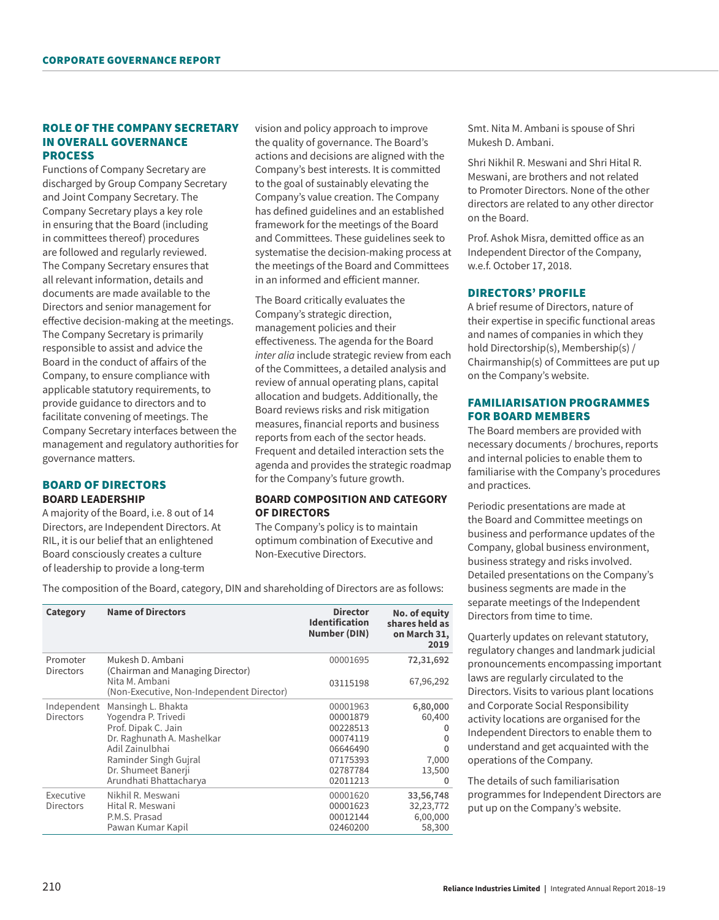## ROLE OF THE COMPANY SECRETARY IN OVERALL GOVERNANCE PROCESS

Functions of Company Secretary are discharged by Group Company Secretary and Joint Company Secretary. The Company Secretary plays a key role in ensuring that the Board (including in committees thereof) procedures are followed and regularly reviewed. The Company Secretary ensures that all relevant information, details and documents are made available to the Directors and senior management for effective decision-making at the meetings. The Company Secretary is primarily responsible to assist and advice the Board in the conduct of affairs of the Company, to ensure compliance with applicable statutory requirements, to provide guidance to directors and to facilitate convening of meetings. The Company Secretary interfaces between the management and regulatory authorities for governance matters.

## BOARD OF DIRECTORS

### BOARD LEADERSHIP

A majority of the Board, i.e. 8 out of 14 Directors, are Independent Directors. At RIL, it is our belief that an enlightened Board consciously creates a culture of leadership to provide a long-term vision and policy approach to improve the quality of governance. The Board's actions and decisions are aligned with the Company's best interests. It is committed to the goal of sustainably elevating the Company's value creation. The Company has defined guidelines and an established framework for the meetings of the Board and Committees. These guidelines seek to systematise the decision-making process at the meetings of the Board and Committees in an informed and efficient manner.

The Board critically evaluates the Company's strategic direction, management policies and their effectiveness. The agenda for the Board *inter alia* include strategic review from each of the Committees, a detailed analysis and review of annual operating plans, capital allocation and budgets. Additionally, the Board reviews risks and risk mitigation measures, financial reports and business reports from each of the sector heads. Frequent and detailed interaction sets the agenda and provides the strategic roadmap for the Company's future growth.

### BOARD COMPOSITION AND CATEGORY OF DIRECTORS

The Company's policy is to maintain optimum combination of Executive and Non-Executive Directors.

The composition of the Board, category, DIN and shareholding of Directors are as follows:

| Category | Name of Directors | Director Identification Number (DIN) | No. of equity shares held as on March 31, 2019 |
|---|---|---|---|
| Promoter Directors | Mukesh D. Ambani (Chairman and Managing Director) | 00001695 | **72,31,692** |
| | Nita M. Ambani (Non-Executive, Non-Independent Director) | 03115198 | 67,96,292 |
| Independent Directors | Mansingh L. Bhakta | 00001963 | **6,80,000** |
| | Yogendra P. Trivedi | 00001879 | 60,400 |
| | Prof. Dipak C. Jain | 00228513 | 0 |
| | Dr. Raghunath A. Mashelkar | 00074119 | 0 |
| | Adil Zainulbhai | 06646490 | 0 |
| | Raminder Singh Gujral | 07175393 | 7,000 |
| | Dr. Shumeet Banerji | 02787784 | 13,500 |
| | Arundhati Bhattacharya | 02011213 | 0 |
| Executive Directors | Nikhil R. Meswani | 00001620 | **33,56,748** |
| | Hital R. Meswani | 00001623 | 32,23,772 |
| | P.M.S. Prasad | 00012144 | 6,00,000 |
| | Pawan Kumar Kapil | 02460200 | 58,300 |

Smt. Nita M. Ambani is spouse of Shri Mukesh D. Ambani.

Shri Nikhil R. Meswani and Shri Hital R. Meswani, are brothers and not related to Promoter Directors. None of the other directors are related to any other director on the Board.

Prof. Ashok Misra, demitted office as an Independent Director of the Company, w.e.f. October 17, 2018.

## DIRECTORS' PROFILE

A brief resume of Directors, nature of their expertise in specific functional areas and names of companies in which they hold Directorship(s), Membership(s) / Chairmanship(s) of Committees are put up on the Company's website.

## FAMILIARISATION PROGRAMMES FOR BOARD MEMBERS

The Board members are provided with necessary documents / brochures, reports and internal policies to enable them to familiarise with the Company's procedures and practices.

Periodic presentations are made at the Board and Committee meetings on business and performance updates of the Company, global business environment, business strategy and risks involved. Detailed presentations on the Company's business segments are made in the separate meetings of the Independent Directors from time to time.

Quarterly updates on relevant statutory, regulatory changes and landmark judicial pronouncements encompassing important laws are regularly circulated to the Directors. Visits to various plant locations and Corporate Social Responsibility activity locations are organised for the Independent Directors to enable them to understand and get acquainted with the operations of the Company.

The details of such familiarisation programmes for Independent Directors are put up on the Company's website.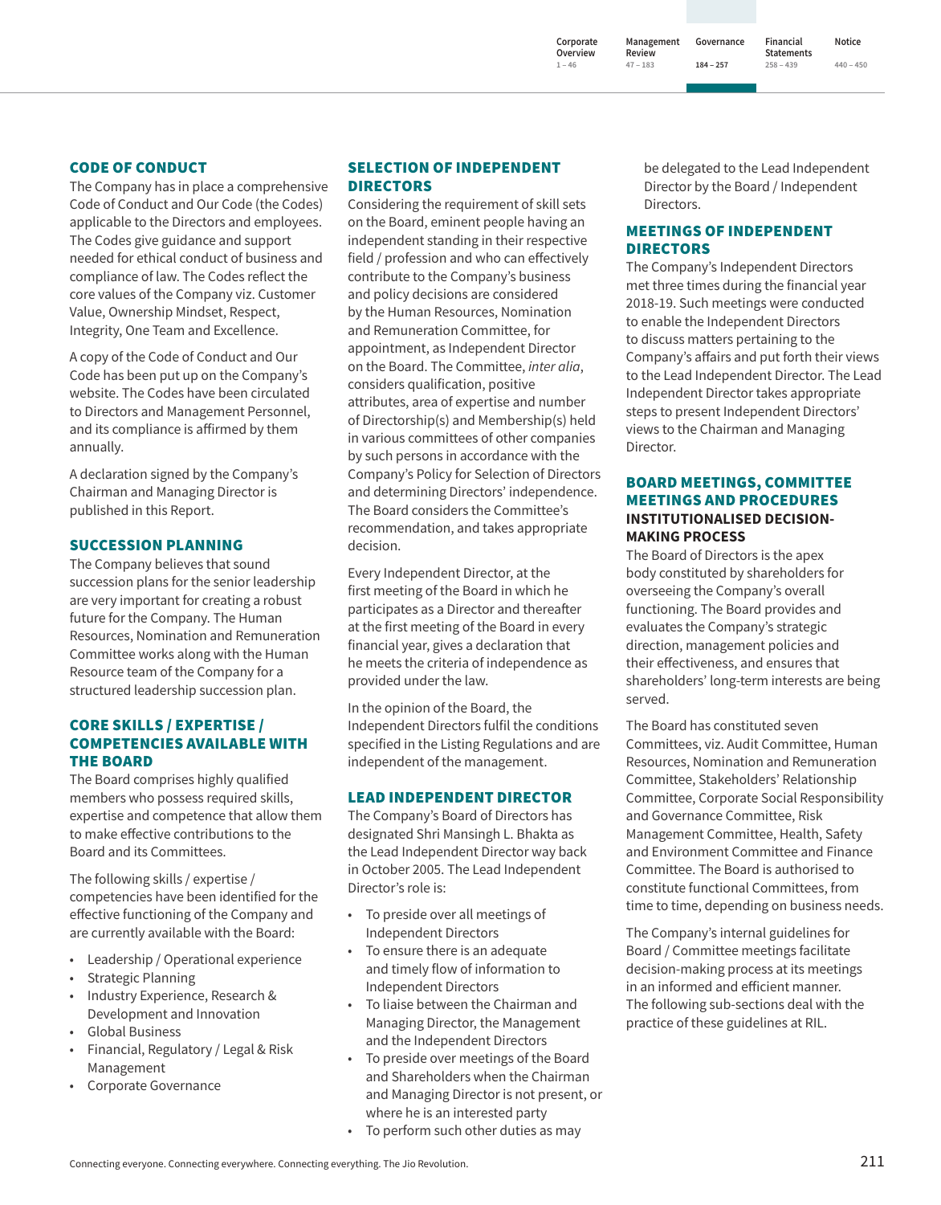## CODE OF CONDUCT

The Company has in place a comprehensive Code of Conduct and Our Code (the Codes) applicable to the Directors and employees. The Codes give guidance and support needed for ethical conduct of business and compliance of law. The Codes reflect the core values of the Company viz. Customer Value, Ownership Mindset, Respect, Integrity, One Team and Excellence.

A copy of the Code of Conduct and Our Code has been put up on the Company's website. The Codes have been circulated to Directors and Management Personnel, and its compliance is affirmed by them annually.

A declaration signed by the Company's Chairman and Managing Director is published in this Report.

## SUCCESSION PLANNING

The Company believes that sound succession plans for the senior leadership are very important for creating a robust future for the Company. The Human Resources, Nomination and Remuneration Committee works along with the Human Resource team of the Company for a structured leadership succession plan.

## CORE SKILLS / EXPERTISE / COMPETENCIES AVAILABLE WITH THE BOARD

The Board comprises highly qualified members who possess required skills, expertise and competence that allow them to make effective contributions to the Board and its Committees.

The following skills / expertise / competencies have been identified for the effective functioning of the Company and are currently available with the Board:

- Leadership / Operational experience
- Strategic Planning
- Industry Experience, Research & Development and Innovation
- Global Business
- Financial, Regulatory / Legal & Risk Management
- Corporate Governance

## SELECTION OF INDEPENDENT DIRECTORS

Considering the requirement of skill sets on the Board, eminent people having an independent standing in their respective field / profession and who can effectively contribute to the Company's business and policy decisions are considered by the Human Resources, Nomination and Remuneration Committee, for appointment, as Independent Director on the Board. The Committee, *inter alia*, considers qualification, positive attributes, area of expertise and number of Directorship(s) and Membership(s) held in various committees of other companies by such persons in accordance with the Company's Policy for Selection of Directors and determining Directors' independence. The Board considers the Committee's recommendation, and takes appropriate decision.

Every Independent Director, at the first meeting of the Board in which he participates as a Director and thereafter at the first meeting of the Board in every financial year, gives a declaration that he meets the criteria of independence as provided under the law.

In the opinion of the Board, the Independent Directors fulfil the conditions specified in the Listing Regulations and are independent of the management.

## LEAD INDEPENDENT DIRECTOR

The Company's Board of Directors has designated Shri Mansingh L. Bhakta as the Lead Independent Director way back in October 2005. The Lead Independent Director's role is:

- To preside over all meetings of Independent Directors
- To ensure there is an adequate and timely flow of information to Independent Directors
- To liaise between the Chairman and Managing Director, the Management and the Independent Directors
- To preside over meetings of the Board and Shareholders when the Chairman and Managing Director is not present, or where he is an interested party
- To perform such other duties as may be delegated to the Lead Independent Director by the Board / Independent Directors.

## MEETINGS OF INDEPENDENT DIRECTORS

The Company's Independent Directors met three times during the financial year 2018-19. Such meetings were conducted to enable the Independent Directors to discuss matters pertaining to the Company's affairs and put forth their views to the Lead Independent Director. The Lead Independent Director takes appropriate steps to present Independent Directors' views to the Chairman and Managing Director.

## BOARD MEETINGS, COMMITTEE MEETINGS AND PROCEDURES

### INSTITUTIONALISED DECISION-MAKING PROCESS

The Board of Directors is the apex body constituted by shareholders for overseeing the Company's overall functioning. The Board provides and evaluates the Company's strategic direction, management policies and their effectiveness, and ensures that shareholders' long-term interests are being served.

The Board has constituted seven Committees, viz. Audit Committee, Human Resources, Nomination and Remuneration Committee, Stakeholders' Relationship Committee, Corporate Social Responsibility and Governance Committee, Risk Management Committee, Health, Safety and Environment Committee and Finance Committee. The Board is authorised to constitute functional Committees, from time to time, depending on business needs.

The Company's internal guidelines for Board / Committee meetings facilitate decision-making process at its meetings in an informed and efficient manner. The following sub-sections deal with the practice of these guidelines at RIL.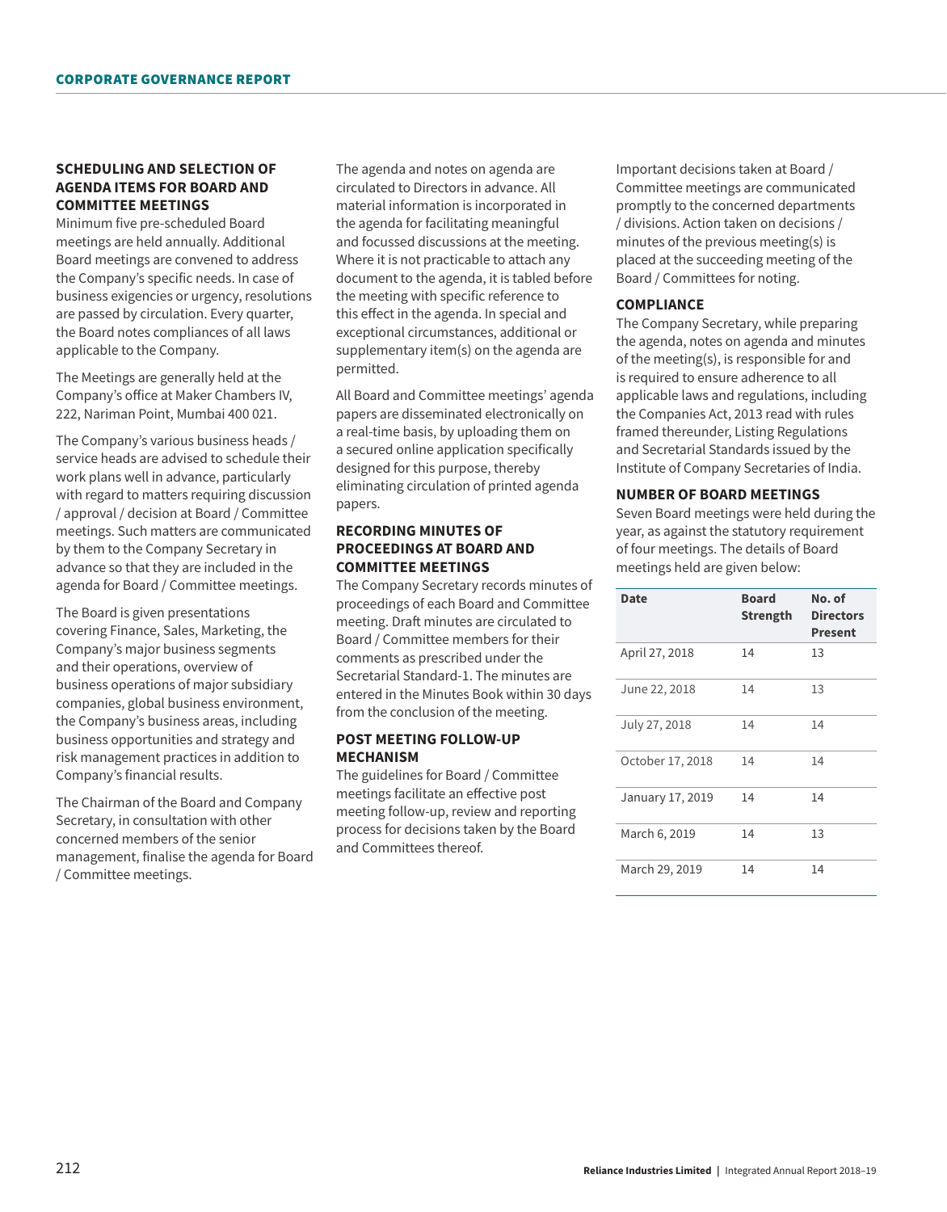## SCHEDULING AND SELECTION OF AGENDA ITEMS FOR BOARD AND COMMITTEE MEETINGS

Minimum five pre-scheduled Board meetings are held annually. Additional Board meetings are convened to address the Company's specific needs. In case of business exigencies or urgency, resolutions are passed by circulation. Every quarter, the Board notes compliances of all laws applicable to the Company.

The Meetings are generally held at the Company's office at Maker Chambers IV, 222, Nariman Point, Mumbai 400 021.

The Company's various business heads / service heads are advised to schedule their work plans well in advance, particularly with regard to matters requiring discussion / approval / decision at Board / Committee meetings. Such matters are communicated by them to the Company Secretary in advance so that they are included in the agenda for Board / Committee meetings.

The Board is given presentations covering Finance, Sales, Marketing, the Company's major business segments and their operations, overview of business operations of major subsidiary companies, global business environment, the Company's business areas, including business opportunities and strategy and risk management practices in addition to Company's financial results.

The Chairman of the Board and Company Secretary, in consultation with other concerned members of the senior management, finalise the agenda for Board / Committee meetings.

The agenda and notes on agenda are circulated to Directors in advance. All material information is incorporated in the agenda for facilitating meaningful and focussed discussions at the meeting. Where it is not practicable to attach any document to the agenda, it is tabled before the meeting with specific reference to this effect in the agenda. In special and exceptional circumstances, additional or supplementary item(s) on the agenda are permitted.

All Board and Committee meetings' agenda papers are disseminated electronically on a real-time basis, by uploading them on a secured online application specifically designed for this purpose, thereby eliminating circulation of printed agenda papers.

## RECORDING MINUTES OF PROCEEDINGS AT BOARD AND COMMITTEE MEETINGS

The Company Secretary records minutes of proceedings of each Board and Committee meeting. Draft minutes are circulated to Board / Committee members for their comments as prescribed under the Secretarial Standard-1. The minutes are entered in the Minutes Book within 30 days from the conclusion of the meeting.

## POST MEETING FOLLOW-UP MECHANISM

The guidelines for Board / Committee meetings facilitate an effective post meeting follow-up, review and reporting process for decisions taken by the Board and Committees thereof.

Important decisions taken at Board / Committee meetings are communicated promptly to the concerned departments / divisions. Action taken on decisions / minutes of the previous meeting(s) is placed at the succeeding meeting of the Board / Committees for noting.

## COMPLIANCE

The Company Secretary, while preparing the agenda, notes on agenda and minutes of the meeting(s), is responsible for and is required to ensure adherence to all applicable laws and regulations, including the Companies Act, 2013 read with rules framed thereunder, Listing Regulations and Secretarial Standards issued by the Institute of Company Secretaries of India.

## NUMBER OF BOARD MEETINGS

Seven Board meetings were held during the year, as against the statutory requirement of four meetings. The details of Board meetings held are given below:

| Date | Board Strength | No. of Directors Present |
|---|---|---|
| April 27, 2018 | 14 | 13 |
| June 22, 2018 | 14 | 13 |
| July 27, 2018 | 14 | 14 |
| October 17, 2018 | 14 | 14 |
| January 17, 2019 | 14 | 14 |
| March 6, 2019 | 14 | 13 |
| March 29, 2019 | 14 | 14 |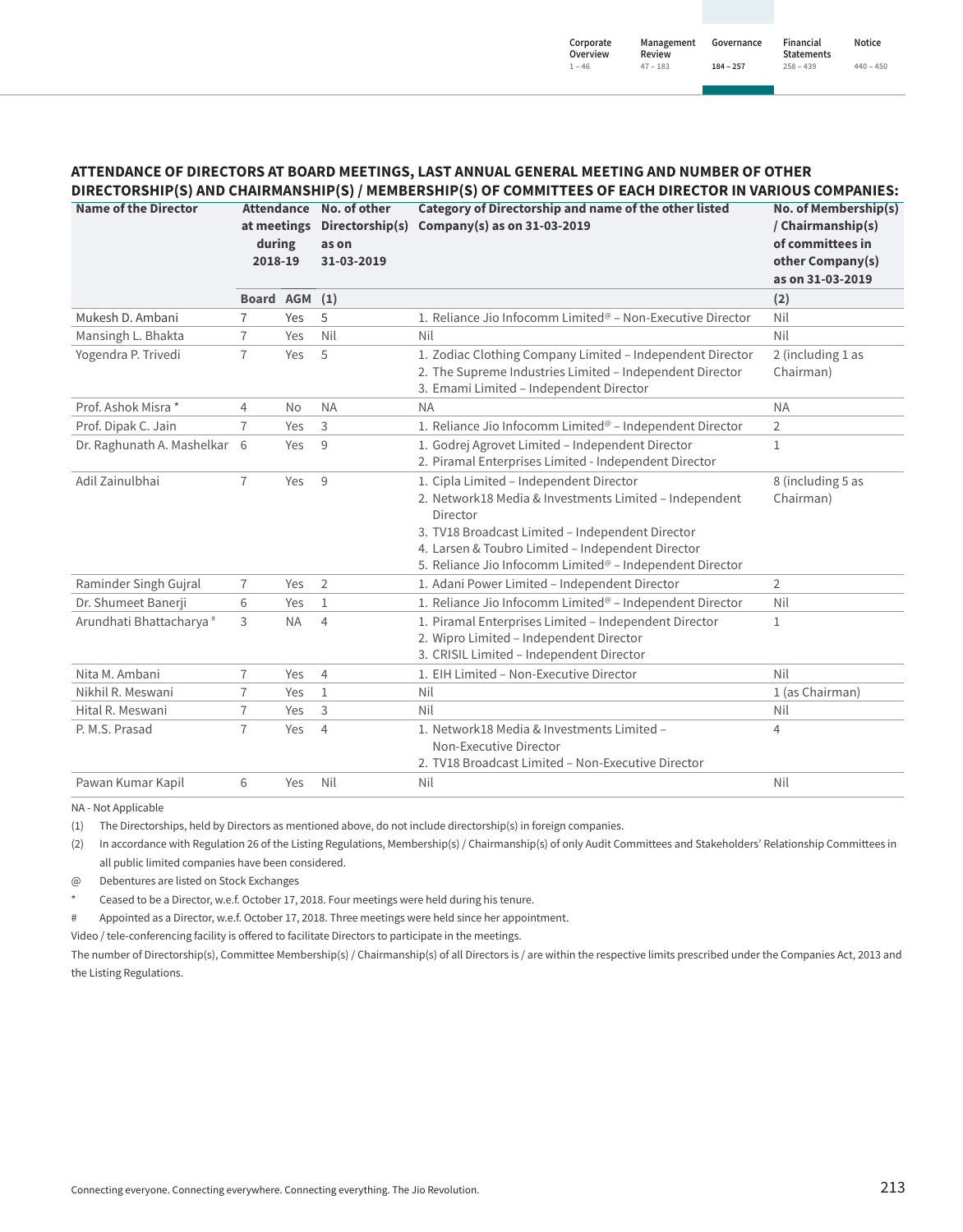## ATTENDANCE OF DIRECTORS AT BOARD MEETINGS, LAST ANNUAL GENERAL MEETING AND NUMBER OF OTHER DIRECTORSHIP(S) AND CHAIRMANSHIP(S) / MEMBERSHIP(S) OF COMMITTEES OF EACH DIRECTOR IN VARIOUS COMPANIES:

| Name of the Director | Attendance at meetings during 2018-19 | | No. of other Directorship(s) as on 31-03-2019 | Category of Directorship and name of the other listed Company(s) as on 31-03-2019 | No. of Membership(s) / Chairmanship(s) of committees in other Company(s) as on 31-03-2019 |
|---|---|---|---|---|---|
| | Board | AGM | (1) | | (2) |
| Mukesh D. Ambani | 7 | Yes | 5 | 1. Reliance Jio Infocomm Limited@ – Non-Executive Director | Nil |
| Mansingh L. Bhakta | 7 | Yes | Nil | Nil | Nil |
| Yogendra P. Trivedi | 7 | Yes | 5 | 1. Zodiac Clothing Company Limited – Independent Director<br>2. The Supreme Industries Limited – Independent Director<br>3. Emami Limited – Independent Director | 2 (including 1 as Chairman) |
| Prof. Ashok Misra * | 4 | No | NA | NA | NA |
| Prof. Dipak C. Jain | 7 | Yes | 3 | 1. Reliance Jio Infocomm Limited@ – Independent Director | 2 |
| Dr. Raghunath A. Mashelkar | 6 | Yes | 9 | 1. Godrej Agrovet Limited – Independent Director<br>2. Piramal Enterprises Limited - Independent Director | 1 |
| Adil Zainulbhai | 7 | Yes | 9 | 1. Cipla Limited – Independent Director<br>2. Network18 Media & Investments Limited – Independent Director<br>3. TV18 Broadcast Limited – Independent Director<br>4. Larsen & Toubro Limited – Independent Director<br>5. Reliance Jio Infocomm Limited@ – Independent Director | 8 (including 5 as Chairman) |
| Raminder Singh Gujral | 7 | Yes | 2 | 1. Adani Power Limited – Independent Director | 2 |
| Dr. Shumeet Banerji | 6 | Yes | 1 | 1. Reliance Jio Infocomm Limited@ – Independent Director | Nil |
| Arundhati Bhattacharya # | 3 | NA | 4 | 1. Piramal Enterprises Limited – Independent Director<br>2. Wipro Limited – Independent Director<br>3. CRISIL Limited – Independent Director | 1 |
| Nita M. Ambani | 7 | Yes | 4 | 1. EIH Limited – Non-Executive Director | Nil |
| Nikhil R. Meswani | 7 | Yes | 1 | Nil | 1 (as Chairman) |
| Hital R. Meswani | 7 | Yes | 3 | Nil | Nil |
| P. M.S. Prasad | 7 | Yes | 4 | 1. Network18 Media & Investments Limited – Non-Executive Director<br>2. TV18 Broadcast Limited – Non-Executive Director | 4 |
| Pawan Kumar Kapil | 6 | Yes | Nil | Nil | Nil |

NA - Not Applicable

(1) The Directorships, held by Directors as mentioned above, do not include directorship(s) in foreign companies.

(2) In accordance with Regulation 26 of the Listing Regulations, Membership(s) / Chairmanship(s) of only Audit Committees and Stakeholders' Relationship Committees in all public limited companies have been considered.

@ Debentures are listed on Stock Exchanges

* Ceased to be a Director, w.e.f. October 17, 2018. Four meetings were held during his tenure.

# Appointed as a Director, w.e.f. October 17, 2018. Three meetings were held since her appointment.

Video / tele-conferencing facility is offered to facilitate Directors to participate in the meetings.

The number of Directorship(s), Committee Membership(s) / Chairmanship(s) of all Directors is / are within the respective limits prescribed under the Companies Act, 2013 and the Listing Regulations.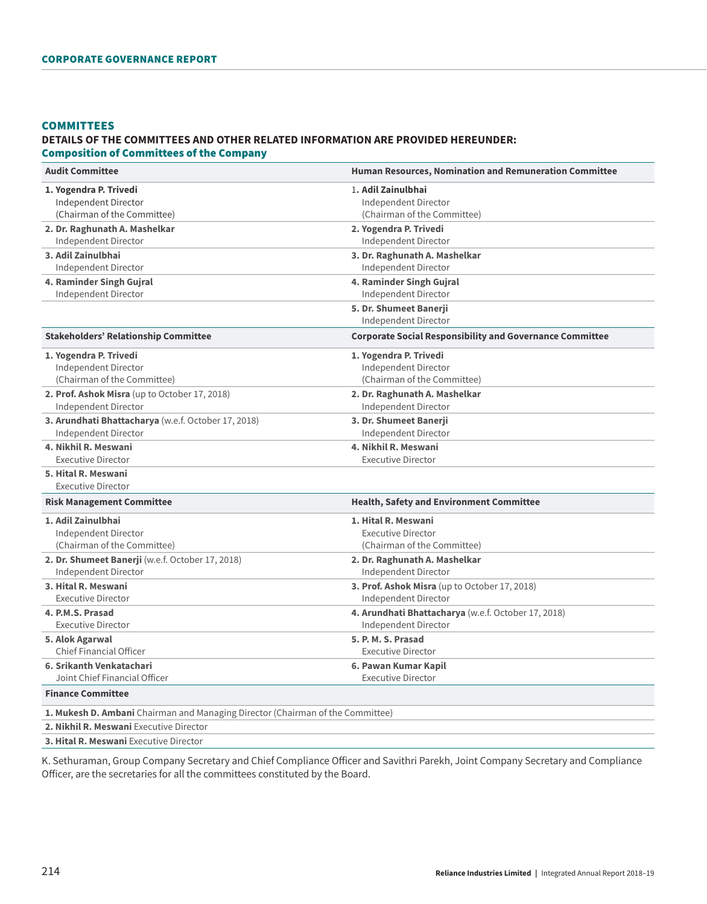## COMMITTEES

### DETAILS OF THE COMMITTEES AND OTHER RELATED INFORMATION ARE PROVIDED HEREUNDER:

### Composition of Committees of the Company

| Audit Committee | Human Resources, Nomination and Remuneration Committee |
|---|---|
| **1. Yogendra P. Trivedi** Independent Director (Chairman of the Committee) | 1. **Adil Zainulbhai** Independent Director (Chairman of the Committee) |
| **2. Dr. Raghunath A. Mashelkar** Independent Director | **2. Yogendra P. Trivedi** Independent Director |
| **3. Adil Zainulbhai** Independent Director | **3. Dr. Raghunath A. Mashelkar** Independent Director |
| **4. Raminder Singh Gujral** Independent Director | **4. Raminder Singh Gujral** Independent Director |
| | **5. Dr. Shumeet Banerji** Independent Director |
| **Stakeholders' Relationship Committee** | **Corporate Social Responsibility and Governance Committee** |
| **1. Yogendra P. Trivedi** Independent Director (Chairman of the Committee) | **1. Yogendra P. Trivedi** Independent Director (Chairman of the Committee) |
| **2. Prof. Ashok Misra** (up to October 17, 2018) Independent Director | **2. Dr. Raghunath A. Mashelkar** Independent Director |
| **3. Arundhati Bhattacharya** (w.e.f. October 17, 2018) Independent Director | **3. Dr. Shumeet Banerji** Independent Director |
| **4. Nikhil R. Meswani** Executive Director | **4. Nikhil R. Meswani** Executive Director |
| **5. Hital R. Meswani** Executive Director | |
| **Risk Management Committee** | **Health, Safety and Environment Committee** |
| **1. Adil Zainulbhai** Independent Director (Chairman of the Committee) | **1. Hital R. Meswani** Executive Director (Chairman of the Committee) |
| **2. Dr. Shumeet Banerji** (w.e.f. October 17, 2018) Independent Director | **2. Dr. Raghunath A. Mashelkar** Independent Director |
| **3. Hital R. Meswani** Executive Director | **3. Prof. Ashok Misra** (up to October 17, 2018) Independent Director |
| **4. P.M.S. Prasad** Executive Director | **4. Arundhati Bhattacharya** (w.e.f. October 17, 2018) Independent Director |
| **5. Alok Agarwal** Chief Financial Officer | **5. P. M. S. Prasad** Executive Director |
| **6. Srikanth Venkatachari** Joint Chief Financial Officer | **6. Pawan Kumar Kapil** Executive Director |

| Finance Committee |
|---|
| **1. Mukesh D. Ambani** Chairman and Managing Director (Chairman of the Committee) |
| **2. Nikhil R. Meswani** Executive Director |
| **3. Hital R. Meswani** Executive Director |

K. Sethuraman, Group Company Secretary and Chief Compliance Officer and Savithri Parekh, Joint Company Secretary and Compliance Officer, are the secretaries for all the committees constituted by the Board.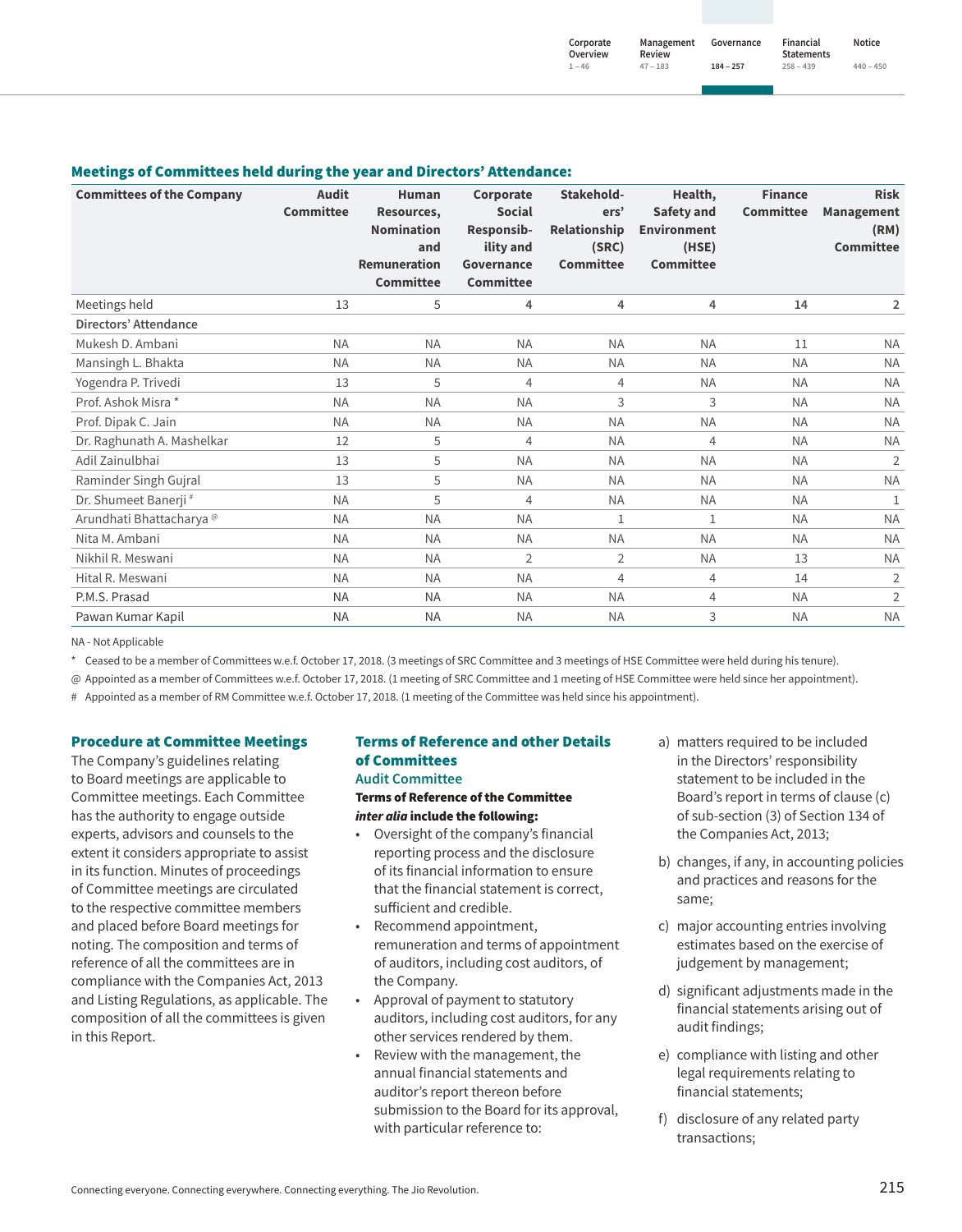## Meetings of Committees held during the year and Directors' Attendance:

| Committees of the Company | Audit Committee | Human Resources, Nomination and Remuneration Committee | Corporate Social Responsibility and Governance Committee | Stakeholders' Relationship (SRC) Committee | Health, Safety and Environment (HSE) Committee | Finance Committee | Risk Management (RM) Committee |
|---|---|---|---|---|---|---|---|
| Meetings held | 13 | 5 | 4 | 4 | 4 | 14 | 2 |
| **Directors' Attendance** | | | | | | | |
| Mukesh D. Ambani | NA | NA | NA | NA | NA | 11 | NA |
| Mansingh L. Bhakta | NA | NA | NA | NA | NA | NA | NA |
| Yogendra P. Trivedi | 13 | 5 | 4 | 4 | NA | NA | NA |
| Prof. Ashok Misra * | NA | NA | NA | 3 | 3 | NA | NA |
| Prof. Dipak C. Jain | NA | NA | NA | NA | NA | NA | NA |
| Dr. Raghunath A. Mashelkar | 12 | 5 | 4 | NA | 4 | NA | NA |
| Adil Zainulbhai | 13 | 5 | NA | NA | NA | NA | 2 |
| Raminder Singh Gujral | 13 | 5 | NA | NA | NA | NA | NA |
| Dr. Shumeet Banerji # | NA | 5 | 4 | NA | NA | NA | 1 |
| Arundhati Bhattacharya @ | NA | NA | NA | 1 | 1 | NA | NA |
| Nita M. Ambani | NA | NA | NA | NA | NA | NA | NA |
| Nikhil R. Meswani | NA | NA | 2 | 2 | NA | 13 | NA |
| Hital R. Meswani | NA | NA | NA | 4 | 4 | 14 | 2 |
| P.M.S. Prasad | NA | NA | NA | NA | 4 | NA | 2 |
| Pawan Kumar Kapil | NA | NA | NA | NA | 3 | NA | NA |

NA - Not Applicable

\* Ceased to be a member of Committees w.e.f. October 17, 2018. (3 meetings of SRC Committee and 3 meetings of HSE Committee were held during his tenure).

@ Appointed as a member of Committees w.e.f. October 17, 2018. (1 meeting of SRC Committee and 1 meeting of HSE Committee were held since her appointment).

\# Appointed as a member of RM Committee w.e.f. October 17, 2018. (1 meeting of the Committee was held since his appointment).

## Procedure at Committee Meetings

The Company's guidelines relating to Board meetings are applicable to Committee meetings. Each Committee has the authority to engage outside experts, advisors and counsels to the extent it considers appropriate to assist in its function. Minutes of proceedings of Committee meetings are circulated to the respective committee members and placed before Board meetings for noting. The composition and terms of reference of all the committees are in compliance with the Companies Act, 2013 and Listing Regulations, as applicable. The composition of all the committees is given in this Report.

## Terms of Reference and other Details of Committees

### Audit Committee

**Terms of Reference of the Committee *inter alia* include the following:**

- Oversight of the company's financial reporting process and the disclosure of its financial information to ensure that the financial statement is correct, sufficient and credible.
- Recommend appointment, remuneration and terms of appointment of auditors, including cost auditors, of the Company.
- Approval of payment to statutory auditors, including cost auditors, for any other services rendered by them.
- Review with the management, the annual financial statements and auditor's report thereon before submission to the Board for its approval, with particular reference to:

a) matters required to be included in the Directors' responsibility statement to be included in the Board's report in terms of clause (c) of sub-section (3) of Section 134 of the Companies Act, 2013;

b) changes, if any, in accounting policies and practices and reasons for the same;

c) major accounting entries involving estimates based on the exercise of judgement by management;

d) significant adjustments made in the financial statements arising out of audit findings;

e) compliance with listing and other legal requirements relating to financial statements;

f) disclosure of any related party transactions;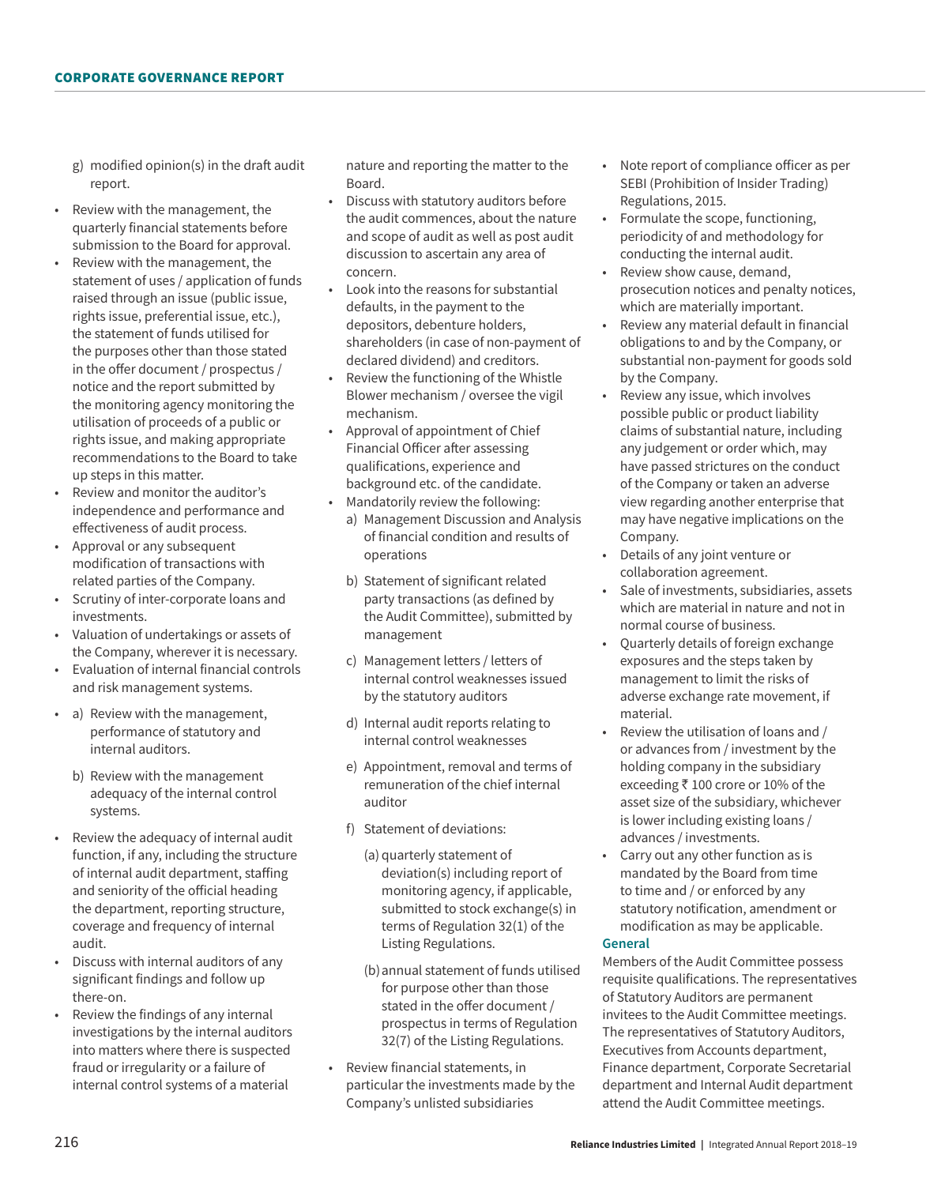g) modified opinion(s) in the draft audit report.

- Review with the management, the quarterly financial statements before submission to the Board for approval.
- Review with the management, the statement of uses / application of funds raised through an issue (public issue, rights issue, preferential issue, etc.), the statement of funds utilised for the purposes other than those stated in the offer document / prospectus / notice and the report submitted by the monitoring agency monitoring the utilisation of proceeds of a public or rights issue, and making appropriate recommendations to the Board to take up steps in this matter.
- Review and monitor the auditor's independence and performance and effectiveness of audit process.
- Approval or any subsequent modification of transactions with related parties of the Company.
- Scrutiny of inter-corporate loans and investments.
- Valuation of undertakings or assets of the Company, wherever it is necessary.
- Evaluation of internal financial controls and risk management systems.
- a) Review with the management, performance of statutory and internal auditors.

  b) Review with the management adequacy of the internal control systems.
- Review the adequacy of internal audit function, if any, including the structure of internal audit department, staffing and seniority of the official heading the department, reporting structure, coverage and frequency of internal audit.
- Discuss with internal auditors of any significant findings and follow up there-on.
- Review the findings of any internal investigations by the internal auditors into matters where there is suspected fraud or irregularity or a failure of internal control systems of a material nature and reporting the matter to the Board.
- Discuss with statutory auditors before the audit commences, about the nature and scope of audit as well as post audit discussion to ascertain any area of concern.
- Look into the reasons for substantial defaults, in the payment to the depositors, debenture holders, shareholders (in case of non-payment of declared dividend) and creditors.
- Review the functioning of the Whistle Blower mechanism / oversee the vigil mechanism.
- Approval of appointment of Chief Financial Officer after assessing qualifications, experience and background etc. of the candidate.
- Mandatorily review the following:
  a) Management Discussion and Analysis of financial condition and results of operations

  b) Statement of significant related party transactions (as defined by the Audit Committee), submitted by management

  c) Management letters / letters of internal control weaknesses issued by the statutory auditors

  d) Internal audit reports relating to internal control weaknesses

  e) Appointment, removal and terms of remuneration of the chief internal auditor

  f) Statement of deviations:

     (a) quarterly statement of deviation(s) including report of monitoring agency, if applicable, submitted to stock exchange(s) in terms of Regulation 32(1) of the Listing Regulations.

     (b) annual statement of funds utilised for purpose other than those stated in the offer document / prospectus in terms of Regulation 32(7) of the Listing Regulations.
- Review financial statements, in particular the investments made by the Company's unlisted subsidiaries
- Note report of compliance officer as per SEBI (Prohibition of Insider Trading) Regulations, 2015.
- Formulate the scope, functioning, periodicity of and methodology for conducting the internal audit.
- Review show cause, demand, prosecution notices and penalty notices, which are materially important.
- Review any material default in financial obligations to and by the Company, or substantial non-payment for goods sold by the Company.
- Review any issue, which involves possible public or product liability claims of substantial nature, including any judgement or order which, may have passed strictures on the conduct of the Company or taken an adverse view regarding another enterprise that may have negative implications on the Company.
- Details of any joint venture or collaboration agreement.
- Sale of investments, subsidiaries, assets which are material in nature and not in normal course of business.
- Quarterly details of foreign exchange exposures and the steps taken by management to limit the risks of adverse exchange rate movement, if material.
- Review the utilisation of loans and / or advances from / investment by the holding company in the subsidiary exceeding ₹ 100 crore or 10% of the asset size of the subsidiary, whichever is lower including existing loans / advances / investments.
- Carry out any other function as is mandated by the Board from time to time and / or enforced by any statutory notification, amendment or modification as may be applicable.

### General

Members of the Audit Committee possess requisite qualifications. The representatives of Statutory Auditors are permanent invitees to the Audit Committee meetings. The representatives of Statutory Auditors, Executives from Accounts department, Finance department, Corporate Secretarial department and Internal Audit department attend the Audit Committee meetings.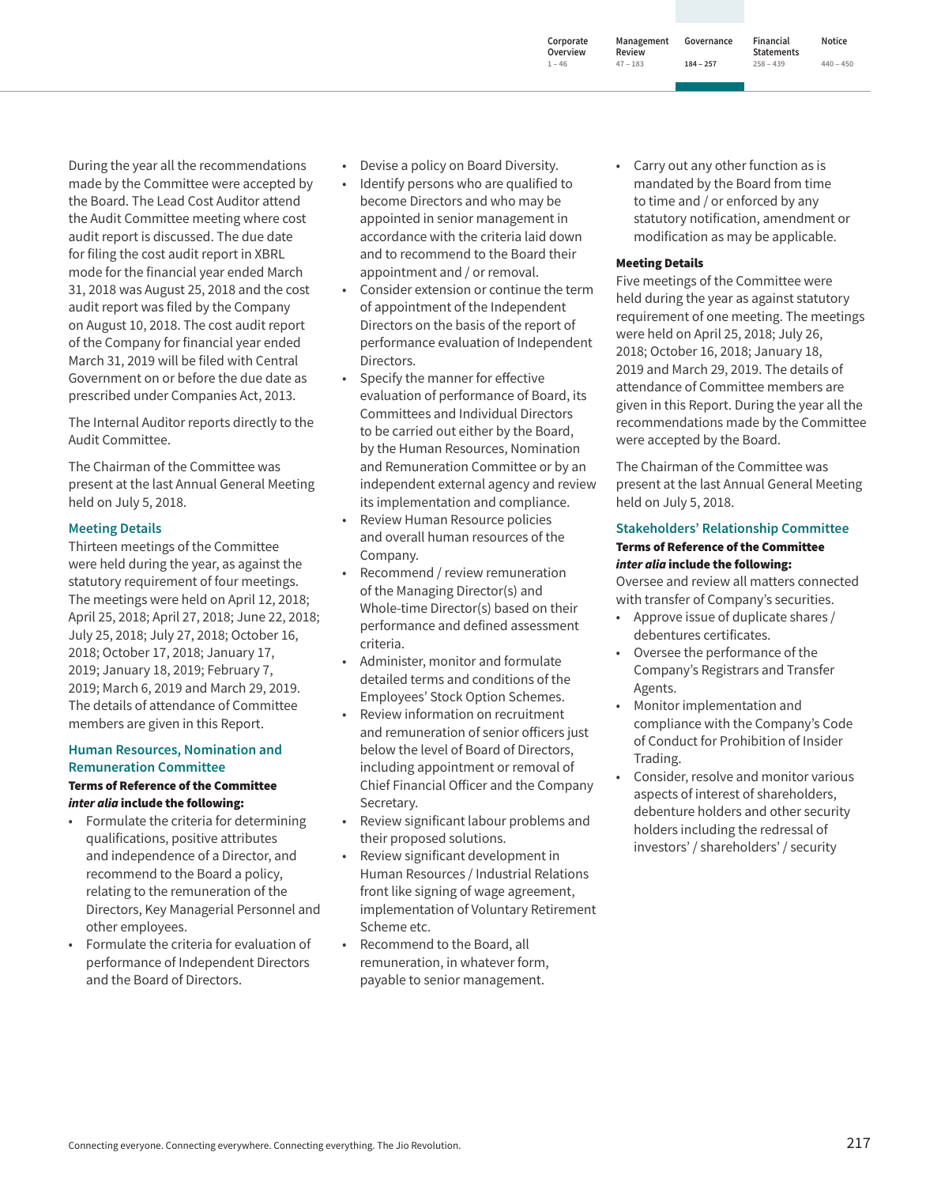During the year all the recommendations made by the Committee were accepted by the Board. The Lead Cost Auditor attend the Audit Committee meeting where cost audit report is discussed. The due date for filing the cost audit report in XBRL mode for the financial year ended March 31, 2018 was August 25, 2018 and the cost audit report was filed by the Company on August 10, 2018. The cost audit report of the Company for financial year ended March 31, 2019 will be filed with Central Government on or before the due date as prescribed under Companies Act, 2013.

The Internal Auditor reports directly to the Audit Committee.

The Chairman of the Committee was present at the last Annual General Meeting held on July 5, 2018.

#### Meeting Details

Thirteen meetings of the Committee were held during the year, as against the statutory requirement of four meetings. The meetings were held on April 12, 2018; April 25, 2018; April 27, 2018; June 22, 2018; July 25, 2018; July 27, 2018; October 16, 2018; October 17, 2018; January 17, 2019; January 18, 2019; February 7, 2019; March 6, 2019 and March 29, 2019. The details of attendance of Committee members are given in this Report.

### Human Resources, Nomination and Remuneration Committee

**Terms of Reference of the Committee *inter alia* include the following:**

- Formulate the criteria for determining qualifications, positive attributes and independence of a Director, and recommend to the Board a policy, relating to the remuneration of the Directors, Key Managerial Personnel and other employees.
- Formulate the criteria for evaluation of performance of Independent Directors and the Board of Directors.
- Devise a policy on Board Diversity.
- Identify persons who are qualified to become Directors and who may be appointed in senior management in accordance with the criteria laid down and to recommend to the Board their appointment and / or removal.
- Consider extension or continue the term of appointment of the Independent Directors on the basis of the report of performance evaluation of Independent Directors.
- Specify the manner for effective evaluation of performance of Board, its Committees and Individual Directors to be carried out either by the Board, by the Human Resources, Nomination and Remuneration Committee or by an independent external agency and review its implementation and compliance.
- Review Human Resource policies and overall human resources of the Company.
- Recommend / review remuneration of the Managing Director(s) and Whole-time Director(s) based on their performance and defined assessment criteria.
- Administer, monitor and formulate detailed terms and conditions of the Employees' Stock Option Schemes.
- Review information on recruitment and remuneration of senior officers just below the level of Board of Directors, including appointment or removal of Chief Financial Officer and the Company Secretary.
- Review significant labour problems and their proposed solutions.
- Review significant development in Human Resources / Industrial Relations front like signing of wage agreement, implementation of Voluntary Retirement Scheme etc.
- Recommend to the Board, all remuneration, in whatever form, payable to senior management.
- Carry out any other function as is mandated by the Board from time to time and / or enforced by any statutory notification, amendment or modification as may be applicable.

**Meeting Details**

Five meetings of the Committee were held during the year as against statutory requirement of one meeting. The meetings were held on April 25, 2018; July 26, 2018; October 16, 2018; January 18, 2019 and March 29, 2019. The details of attendance of Committee members are given in this Report. During the year all the recommendations made by the Committee were accepted by the Board.

The Chairman of the Committee was present at the last Annual General Meeting held on July 5, 2018.

### Stakeholders' Relationship Committee

**Terms of Reference of the Committee *inter alia* include the following:**

Oversee and review all matters connected with transfer of Company's securities.

- Approve issue of duplicate shares / debentures certificates.
- Oversee the performance of the Company's Registrars and Transfer Agents.
- Monitor implementation and compliance with the Company's Code of Conduct for Prohibition of Insider Trading.
- Consider, resolve and monitor various aspects of interest of shareholders, debenture holders and other security holders including the redressal of investors' / shareholders' / security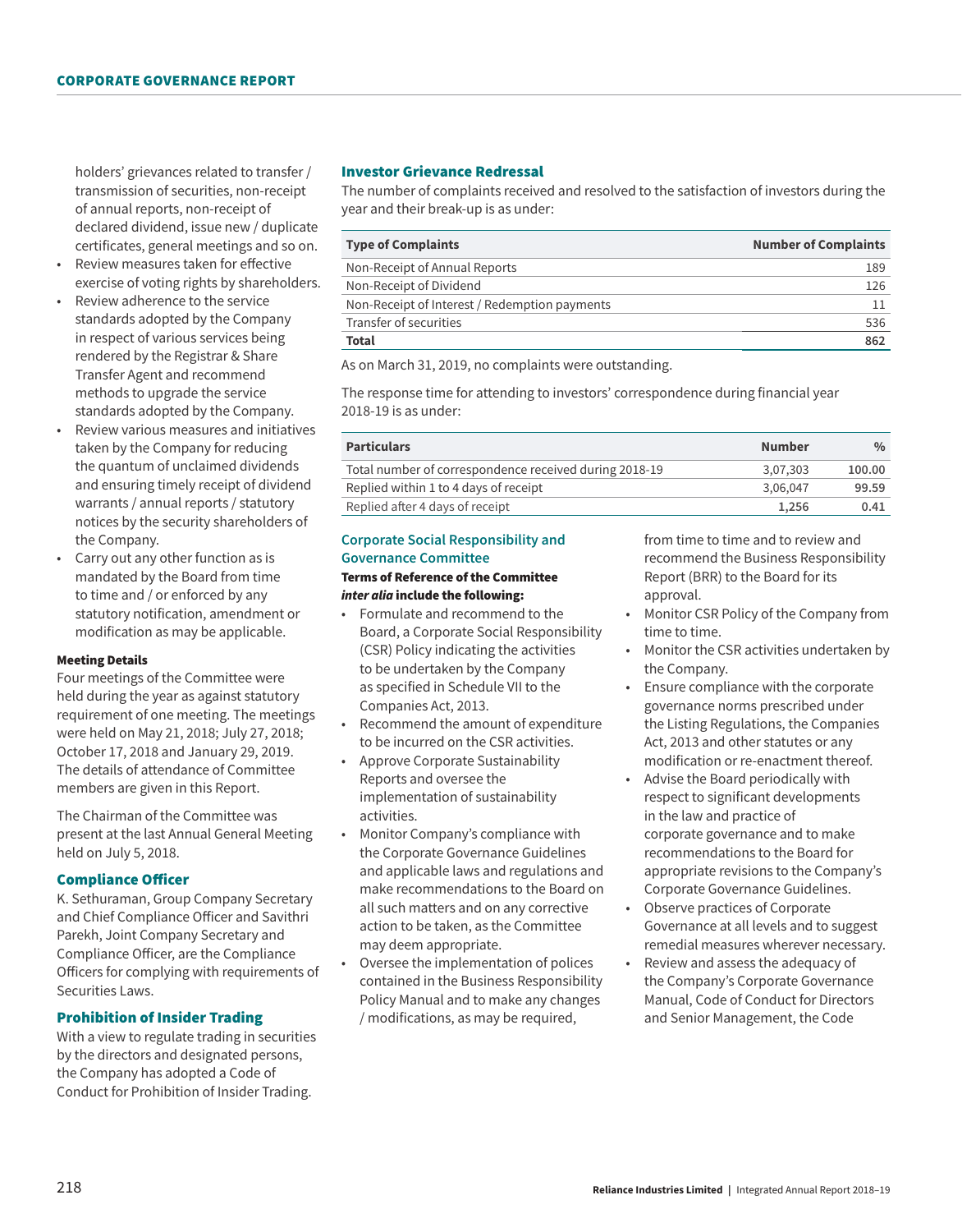holders' grievances related to transfer / transmission of securities, non-receipt of annual reports, non-receipt of declared dividend, issue new / duplicate certificates, general meetings and so on.

- Review measures taken for effective exercise of voting rights by shareholders.
- Review adherence to the service standards adopted by the Company in respect of various services being rendered by the Registrar & Share Transfer Agent and recommend methods to upgrade the service standards adopted by the Company.
- Review various measures and initiatives taken by the Company for reducing the quantum of unclaimed dividends and ensuring timely receipt of dividend warrants / annual reports / statutory notices by the security shareholders of the Company.
- Carry out any other function as is mandated by the Board from time to time and / or enforced by any statutory notification, amendment or modification as may be applicable.

**Meeting Details**

Four meetings of the Committee were held during the year as against statutory requirement of one meeting. The meetings were held on May 21, 2018; July 27, 2018; October 17, 2018 and January 29, 2019. The details of attendance of Committee members are given in this Report.

The Chairman of the Committee was present at the last Annual General Meeting held on July 5, 2018.

## Compliance Officer

K. Sethuraman, Group Company Secretary and Chief Compliance Officer and Savithri Parekh, Joint Company Secretary and Compliance Officer, are the Compliance Officers for complying with requirements of Securities Laws.

## Prohibition of Insider Trading

With a view to regulate trading in securities by the directors and designated persons, the Company has adopted a Code of Conduct for Prohibition of Insider Trading.

## Investor Grievance Redressal

The number of complaints received and resolved to the satisfaction of investors during the year and their break-up is as under:

| Type of Complaints | Number of Complaints |
|---|---|
| Non-Receipt of Annual Reports | 189 |
| Non-Receipt of Dividend | 126 |
| Non-Receipt of Interest / Redemption payments | 11 |
| Transfer of securities | 536 |
| **Total** | **862** |

As on March 31, 2019, no complaints were outstanding.

The response time for attending to investors' correspondence during financial year 2018-19 is as under:

| Particulars | Number | % |
|---|---|---|
| Total number of correspondence received during 2018-19 | 3,07,303 | **100.00** |
| Replied within 1 to 4 days of receipt | 3,06,047 | **99.59** |
| Replied after 4 days of receipt | **1,256** | **0.41** |

### Corporate Social Responsibility and Governance Committee

**Terms of Reference of the Committee *inter alia* include the following:**

- Formulate and recommend to the Board, a Corporate Social Responsibility (CSR) Policy indicating the activities to be undertaken by the Company as specified in Schedule VII to the Companies Act, 2013.
- Recommend the amount of expenditure to be incurred on the CSR activities.
- Approve Corporate Sustainability Reports and oversee the implementation of sustainability activities.
- Monitor Company's compliance with the Corporate Governance Guidelines and applicable laws and regulations and make recommendations to the Board on all such matters and on any corrective action to be taken, as the Committee may deem appropriate.
- Oversee the implementation of polices contained in the Business Responsibility Policy Manual and to make any changes / modifications, as may be required, from time to time and to review and recommend the Business Responsibility Report (BRR) to the Board for its approval.
- Monitor CSR Policy of the Company from time to time.
- Monitor the CSR activities undertaken by the Company.
- Ensure compliance with the corporate governance norms prescribed under the Listing Regulations, the Companies Act, 2013 and other statutes or any modification or re-enactment thereof.
- Advise the Board periodically with respect to significant developments in the law and practice of corporate governance and to make recommendations to the Board for appropriate revisions to the Company's Corporate Governance Guidelines.
- Observe practices of Corporate Governance at all levels and to suggest remedial measures wherever necessary.
- Review and assess the adequacy of the Company's Corporate Governance Manual, Code of Conduct for Directors and Senior Management, the Code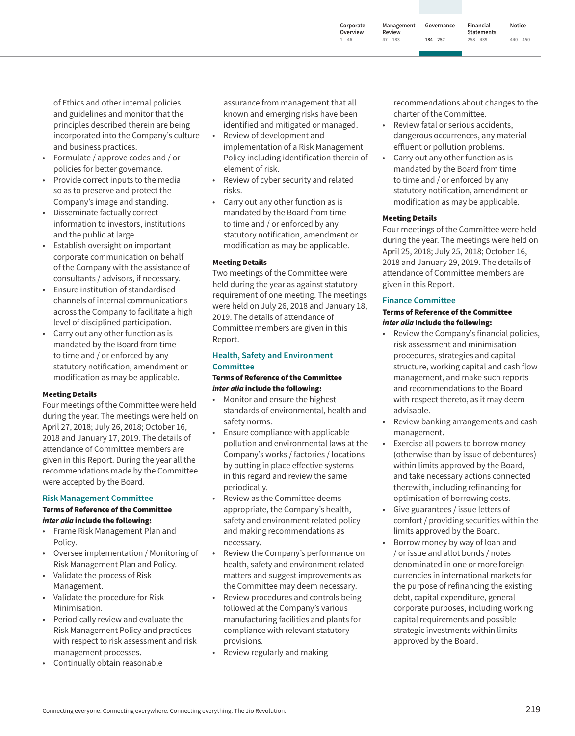of Ethics and other internal policies and guidelines and monitor that the principles described therein are being incorporated into the Company's culture and business practices.

- Formulate / approve codes and / or policies for better governance.
- Provide correct inputs to the media so as to preserve and protect the Company's image and standing.
- Disseminate factually correct information to investors, institutions and the public at large.
- Establish oversight on important corporate communication on behalf of the Company with the assistance of consultants / advisors, if necessary.
- Ensure institution of standardised channels of internal communications across the Company to facilitate a high level of disciplined participation.
- Carry out any other function as is mandated by the Board from time to time and / or enforced by any statutory notification, amendment or modification as may be applicable.

**Meeting Details**

Four meetings of the Committee were held during the year. The meetings were held on April 27, 2018; July 26, 2018; October 16, 2018 and January 17, 2019. The details of attendance of Committee members are given in this Report. During the year all the recommendations made by the Committee were accepted by the Board.

## Risk Management Committee

**Terms of Reference of the Committee *inter alia* include the following:**

- Frame Risk Management Plan and Policy.
- Oversee implementation / Monitoring of Risk Management Plan and Policy.
- Validate the process of Risk Management.
- Validate the procedure for Risk Minimisation.
- Periodically review and evaluate the Risk Management Policy and practices with respect to risk assessment and risk management processes.
- Continually obtain reasonable assurance from management that all known and emerging risks have been identified and mitigated or managed.
- Review of development and implementation of a Risk Management Policy including identification therein of element of risk.
- Review of cyber security and related risks.
- Carry out any other function as is mandated by the Board from time to time and / or enforced by any statutory notification, amendment or modification as may be applicable.

**Meeting Details**

Two meetings of the Committee were held during the year as against statutory requirement of one meeting. The meetings were held on July 26, 2018 and January 18, 2019. The details of attendance of Committee members are given in this Report.

## Health, Safety and Environment Committee

**Terms of Reference of the Committee *inter alia* include the following:**

- Monitor and ensure the highest standards of environmental, health and safety norms.
- Ensure compliance with applicable pollution and environmental laws at the Company's works / factories / locations by putting in place effective systems in this regard and review the same periodically.
- Review as the Committee deems appropriate, the Company's health, safety and environment related policy and making recommendations as necessary.
- Review the Company's performance on health, safety and environment related matters and suggest improvements as the Committee may deem necessary.
- Review procedures and controls being followed at the Company's various manufacturing facilities and plants for compliance with relevant statutory provisions.
- Review regularly and making recommendations about changes to the charter of the Committee.
- Review fatal or serious accidents, dangerous occurrences, any material effluent or pollution problems.
- Carry out any other function as is mandated by the Board from time to time and / or enforced by any statutory notification, amendment or modification as may be applicable.

**Meeting Details**

Four meetings of the Committee were held during the year. The meetings were held on April 25, 2018; July 25, 2018; October 16, 2018 and January 29, 2019. The details of attendance of Committee members are given in this Report.

## Finance Committee

**Terms of Reference of the Committee *inter alia* Include the following:**

- Review the Company's financial policies, risk assessment and minimisation procedures, strategies and capital structure, working capital and cash flow management, and make such reports and recommendations to the Board with respect thereto, as it may deem advisable.
- Review banking arrangements and cash management.
- Exercise all powers to borrow money (otherwise than by issue of debentures) within limits approved by the Board, and take necessary actions connected therewith, including refinancing for optimisation of borrowing costs.
- Give guarantees / issue letters of comfort / providing securities within the limits approved by the Board.
- Borrow money by way of loan and / or issue and allot bonds / notes denominated in one or more foreign currencies in international markets for the purpose of refinancing the existing debt, capital expenditure, general corporate purposes, including working capital requirements and possible strategic investments within limits approved by the Board.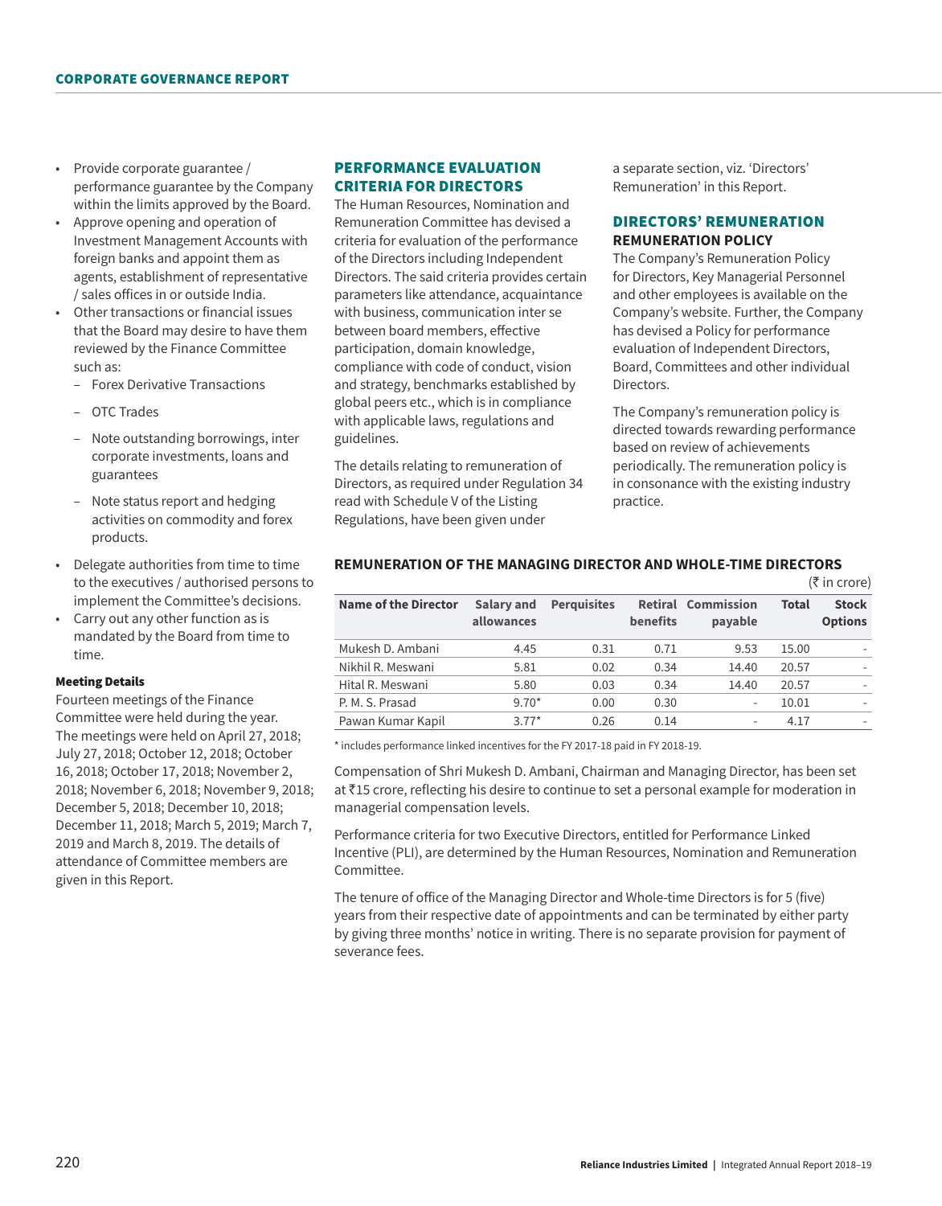- Provide corporate guarantee / performance guarantee by the Company within the limits approved by the Board.
- Approve opening and operation of Investment Management Accounts with foreign banks and appoint them as agents, establishment of representative / sales offices in or outside India.
- Other transactions or financial issues that the Board may desire to have them reviewed by the Finance Committee such as:
  - Forex Derivative Transactions
  - OTC Trades
  - Note outstanding borrowings, inter corporate investments, loans and guarantees
  - Note status report and hedging activities on commodity and forex products.
- Delegate authorities from time to time to the executives / authorised persons to implement the Committee's decisions.
- Carry out any other function as is mandated by the Board from time to time.

#### Meeting Details

Fourteen meetings of the Finance Committee were held during the year. The meetings were held on April 27, 2018; July 27, 2018; October 12, 2018; October 16, 2018; October 17, 2018; November 2, 2018; November 6, 2018; November 9, 2018; December 5, 2018; December 10, 2018; December 11, 2018; March 5, 2019; March 7, 2019 and March 8, 2019. The details of attendance of Committee members are given in this Report.

## PERFORMANCE EVALUATION CRITERIA FOR DIRECTORS

The Human Resources, Nomination and Remuneration Committee has devised a criteria for evaluation of the performance of the Directors including Independent Directors. The said criteria provides certain parameters like attendance, acquaintance with business, communication inter se between board members, effective participation, domain knowledge, compliance with code of conduct, vision and strategy, benchmarks established by global peers etc., which is in compliance with applicable laws, regulations and guidelines.

The details relating to remuneration of Directors, as required under Regulation 34 read with Schedule V of the Listing Regulations, have been given under a separate section, viz. 'Directors' Remuneration' in this Report.

## DIRECTORS' REMUNERATION

### REMUNERATION POLICY

The Company's Remuneration Policy for Directors, Key Managerial Personnel and other employees is available on the Company's website. Further, the Company has devised a Policy for performance evaluation of Independent Directors, Board, Committees and other individual Directors.

The Company's remuneration policy is directed towards rewarding performance based on review of achievements periodically. The remuneration policy is in consonance with the existing industry practice.

### REMUNERATION OF THE MANAGING DIRECTOR AND WHOLE-TIME DIRECTORS

(₹ in crore)

| Name of the Director | Salary and allowances | Perquisites | Retiral benefits | Commission payable | Total | Stock Options |
|---|---|---|---|---|---|---|
| Mukesh D. Ambani | 4.45 | 0.31 | 0.71 | 9.53 | 15.00 | - |
| Nikhil R. Meswani | 5.81 | 0.02 | 0.34 | 14.40 | 20.57 | - |
| Hital R. Meswani | 5.80 | 0.03 | 0.34 | 14.40 | 20.57 | - |
| P. M. S. Prasad | 9.70* | 0.00 | 0.30 | - | 10.01 | - |
| Pawan Kumar Kapil | 3.77* | 0.26 | 0.14 | - | 4.17 | - |

\* includes performance linked incentives for the FY 2017-18 paid in FY 2018-19.

Compensation of Shri Mukesh D. Ambani, Chairman and Managing Director, has been set at ₹15 crore, reflecting his desire to continue to set a personal example for moderation in managerial compensation levels.

Performance criteria for two Executive Directors, entitled for Performance Linked Incentive (PLI), are determined by the Human Resources, Nomination and Remuneration Committee.

The tenure of office of the Managing Director and Whole-time Directors is for 5 (five) years from their respective date of appointments and can be terminated by either party by giving three months' notice in writing. There is no separate provision for payment of severance fees.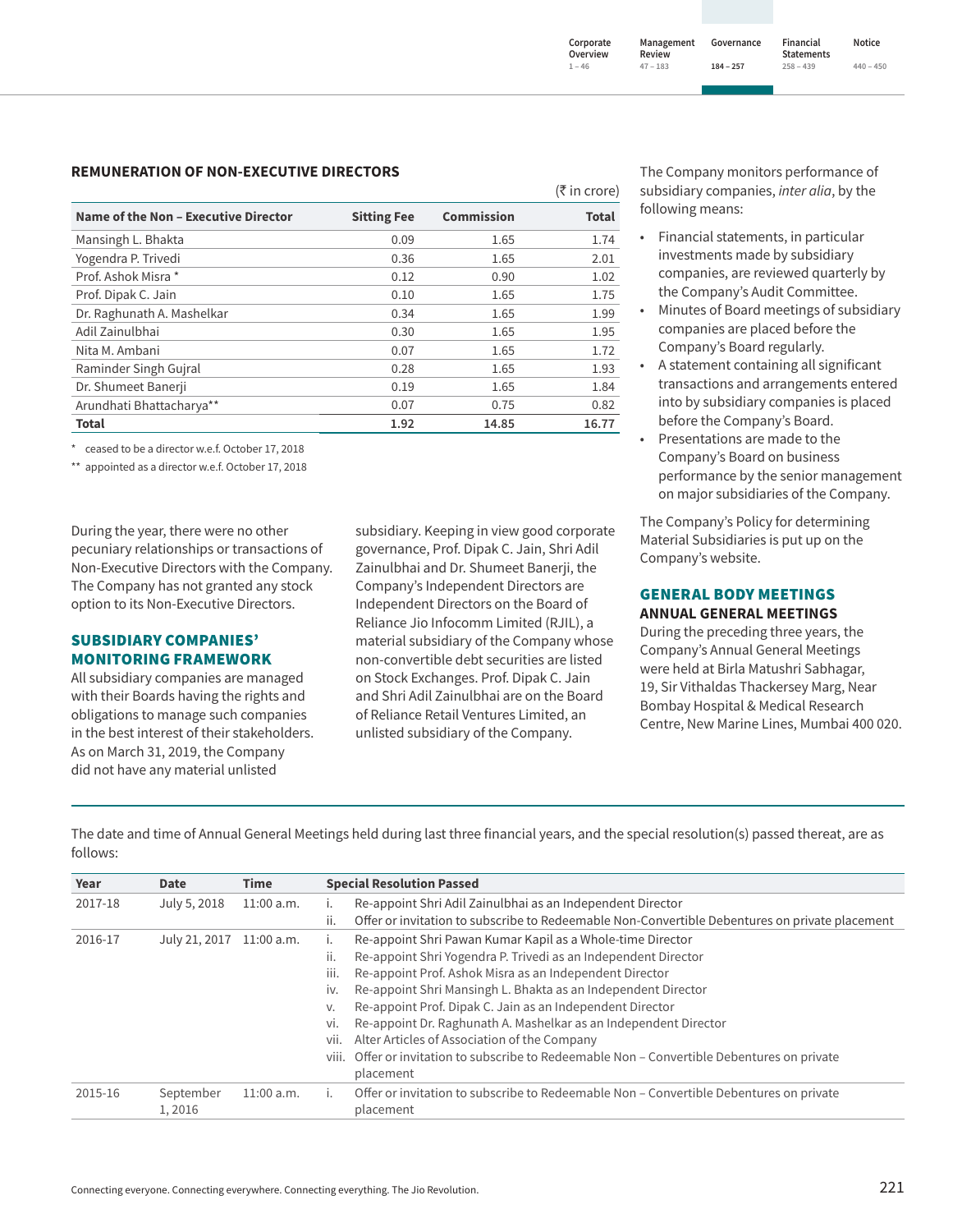## REMUNERATION OF NON-EXECUTIVE DIRECTORS

(₹ in crore)

| Name of the Non – Executive Director | Sitting Fee | Commission | Total |
|---|---|---|---|
| Mansingh L. Bhakta | 0.09 | 1.65 | 1.74 |
| Yogendra P. Trivedi | 0.36 | 1.65 | 2.01 |
| Prof. Ashok Misra * | 0.12 | 0.90 | 1.02 |
| Prof. Dipak C. Jain | 0.10 | 1.65 | 1.75 |
| Dr. Raghunath A. Mashelkar | 0.34 | 1.65 | 1.99 |
| Adil Zainulbhai | 0.30 | 1.65 | 1.95 |
| Nita M. Ambani | 0.07 | 1.65 | 1.72 |
| Raminder Singh Gujral | 0.28 | 1.65 | 1.93 |
| Dr. Shumeet Banerji | 0.19 | 1.65 | 1.84 |
| Arundhati Bhattacharya** | 0.07 | 0.75 | 0.82 |
| **Total** | **1.92** | **14.85** | **16.77** |

\* ceased to be a director w.e.f. October 17, 2018

** appointed as a director w.e.f. October 17, 2018

During the year, there were no other pecuniary relationships or transactions of Non-Executive Directors with the Company. The Company has not granted any stock option to its Non-Executive Directors.

## SUBSIDIARY COMPANIES' MONITORING FRAMEWORK

All subsidiary companies are managed with their Boards having the rights and obligations to manage such companies in the best interest of their stakeholders. As on March 31, 2019, the Company did not have any material unlisted subsidiary. Keeping in view good corporate governance, Prof. Dipak C. Jain, Shri Adil Zainulbhai and Dr. Shumeet Banerji, the Company's Independent Directors are Independent Directors on the Board of Reliance Jio Infocomm Limited (RJIL), a material subsidiary of the Company whose non-convertible debt securities are listed on Stock Exchanges. Prof. Dipak C. Jain and Shri Adil Zainulbhai are on the Board of Reliance Retail Ventures Limited, an unlisted subsidiary of the Company.

The Company monitors performance of subsidiary companies, *inter alia*, by the following means:

- Financial statements, in particular investments made by subsidiary companies, are reviewed quarterly by the Company's Audit Committee.
- Minutes of Board meetings of subsidiary companies are placed before the Company's Board regularly.
- A statement containing all significant transactions and arrangements entered into by subsidiary companies is placed before the Company's Board.
- Presentations are made to the Company's Board on business performance by the senior management on major subsidiaries of the Company.

The Company's Policy for determining Material Subsidiaries is put up on the Company's website.

## GENERAL BODY MEETINGS

### ANNUAL GENERAL MEETINGS

During the preceding three years, the Company's Annual General Meetings were held at Birla Matushri Sabhagar, 19, Sir Vithaldas Thackersey Marg, Near Bombay Hospital & Medical Research Centre, New Marine Lines, Mumbai 400 020.

The date and time of Annual General Meetings held during last three financial years, and the special resolution(s) passed thereat, are as follows:

| Year | Date | Time | Special Resolution Passed |
|---|---|---|---|
| 2017-18 | July 5, 2018 | 11:00 a.m. | i. Re-appoint Shri Adil Zainulbhai as an Independent Director<br>ii. Offer or invitation to subscribe to Redeemable Non-Convertible Debentures on private placement |
| 2016-17 | July 21, 2017 | 11:00 a.m. | i. Re-appoint Shri Pawan Kumar Kapil as a Whole-time Director<br>ii. Re-appoint Shri Yogendra P. Trivedi as an Independent Director<br>iii. Re-appoint Prof. Ashok Misra as an Independent Director<br>iv. Re-appoint Shri Mansingh L. Bhakta as an Independent Director<br>v. Re-appoint Prof. Dipak C. Jain as an Independent Director<br>vi. Re-appoint Dr. Raghunath A. Mashelkar as an Independent Director<br>vii. Alter Articles of Association of the Company<br>viii. Offer or invitation to subscribe to Redeemable Non – Convertible Debentures on private placement |
| 2015-16 | September 1, 2016 | 11:00 a.m. | i. Offer or invitation to subscribe to Redeemable Non – Convertible Debentures on private placement |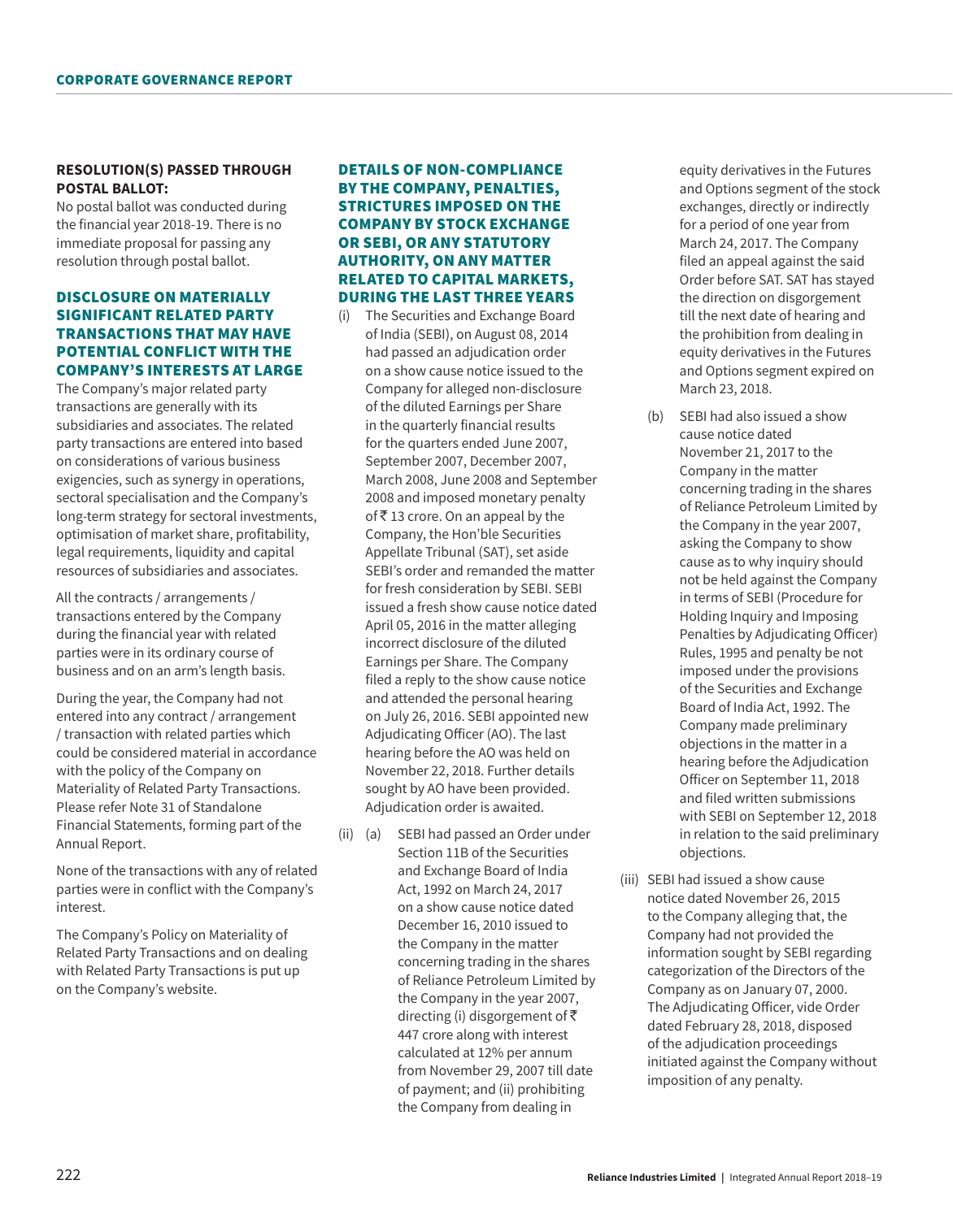### RESOLUTION(S) PASSED THROUGH POSTAL BALLOT:

No postal ballot was conducted during the financial year 2018-19. There is no immediate proposal for passing any resolution through postal ballot.

### DISCLOSURE ON MATERIALLY SIGNIFICANT RELATED PARTY TRANSACTIONS THAT MAY HAVE POTENTIAL CONFLICT WITH THE COMPANY'S INTERESTS AT LARGE

The Company's major related party transactions are generally with its subsidiaries and associates. The related party transactions are entered into based on considerations of various business exigencies, such as synergy in operations, sectoral specialisation and the Company's long-term strategy for sectoral investments, optimisation of market share, profitability, legal requirements, liquidity and capital resources of subsidiaries and associates.

All the contracts / arrangements / transactions entered by the Company during the financial year with related parties were in its ordinary course of business and on an arm's length basis.

During the year, the Company had not entered into any contract / arrangement / transaction with related parties which could be considered material in accordance with the policy of the Company on Materiality of Related Party Transactions. Please refer Note 31 of Standalone Financial Statements, forming part of the Annual Report.

None of the transactions with any of related parties were in conflict with the Company's interest.

The Company's Policy on Materiality of Related Party Transactions and on dealing with Related Party Transactions is put up on the Company's website.

### DETAILS OF NON-COMPLIANCE BY THE COMPANY, PENALTIES, STRICTURES IMPOSED ON THE COMPANY BY STOCK EXCHANGE OR SEBI, OR ANY STATUTORY AUTHORITY, ON ANY MATTER RELATED TO CAPITAL MARKETS, DURING THE LAST THREE YEARS

(i) The Securities and Exchange Board of India (SEBI), on August 08, 2014 had passed an adjudication order on a show cause notice issued to the Company for alleged non-disclosure of the diluted Earnings per Share in the quarterly financial results for the quarters ended June 2007, September 2007, December 2007, March 2008, June 2008 and September 2008 and imposed monetary penalty of ₹ 13 crore. On an appeal by the Company, the Hon'ble Securities Appellate Tribunal (SAT), set aside SEBI's order and remanded the matter for fresh consideration by SEBI. SEBI issued a fresh show cause notice dated April 05, 2016 in the matter alleging incorrect disclosure of the diluted Earnings per Share. The Company filed a reply to the show cause notice and attended the personal hearing on July 26, 2016. SEBI appointed new Adjudicating Officer (AO). The last hearing before the AO was held on November 22, 2018. Further details sought by AO have been provided. Adjudication order is awaited.

(ii) (a) SEBI had passed an Order under Section 11B of the Securities and Exchange Board of India Act, 1992 on March 24, 2017 on a show cause notice dated December 16, 2010 issued to the Company in the matter concerning trading in the shares of Reliance Petroleum Limited by the Company in the year 2007, directing (i) disgorgement of ₹ 447 crore along with interest calculated at 12% per annum from November 29, 2007 till date of payment; and (ii) prohibiting the Company from dealing in equity derivatives in the Futures and Options segment of the stock exchanges, directly or indirectly for a period of one year from March 24, 2017. The Company filed an appeal against the said Order before SAT. SAT has stayed the direction on disgorgement till the next date of hearing and the prohibition from dealing in equity derivatives in the Futures and Options segment expired on March 23, 2018.

(b) SEBI had also issued a show cause notice dated November 21, 2017 to the Company in the matter concerning trading in the shares of Reliance Petroleum Limited by the Company in the year 2007, asking the Company to show cause as to why inquiry should not be held against the Company in terms of SEBI (Procedure for Holding Inquiry and Imposing Penalties by Adjudicating Officer) Rules, 1995 and penalty be not imposed under the provisions of the Securities and Exchange Board of India Act, 1992. The Company made preliminary objections in the matter in a hearing before the Adjudication Officer on September 11, 2018 and filed written submissions with SEBI on September 12, 2018 in relation to the said preliminary objections.

(iii) SEBI had issued a show cause notice dated November 26, 2015 to the Company alleging that, the Company had not provided the information sought by SEBI regarding categorization of the Directors of the Company as on January 07, 2000. The Adjudicating Officer, vide Order dated February 28, 2018, disposed of the adjudication proceedings initiated against the Company without imposition of any penalty.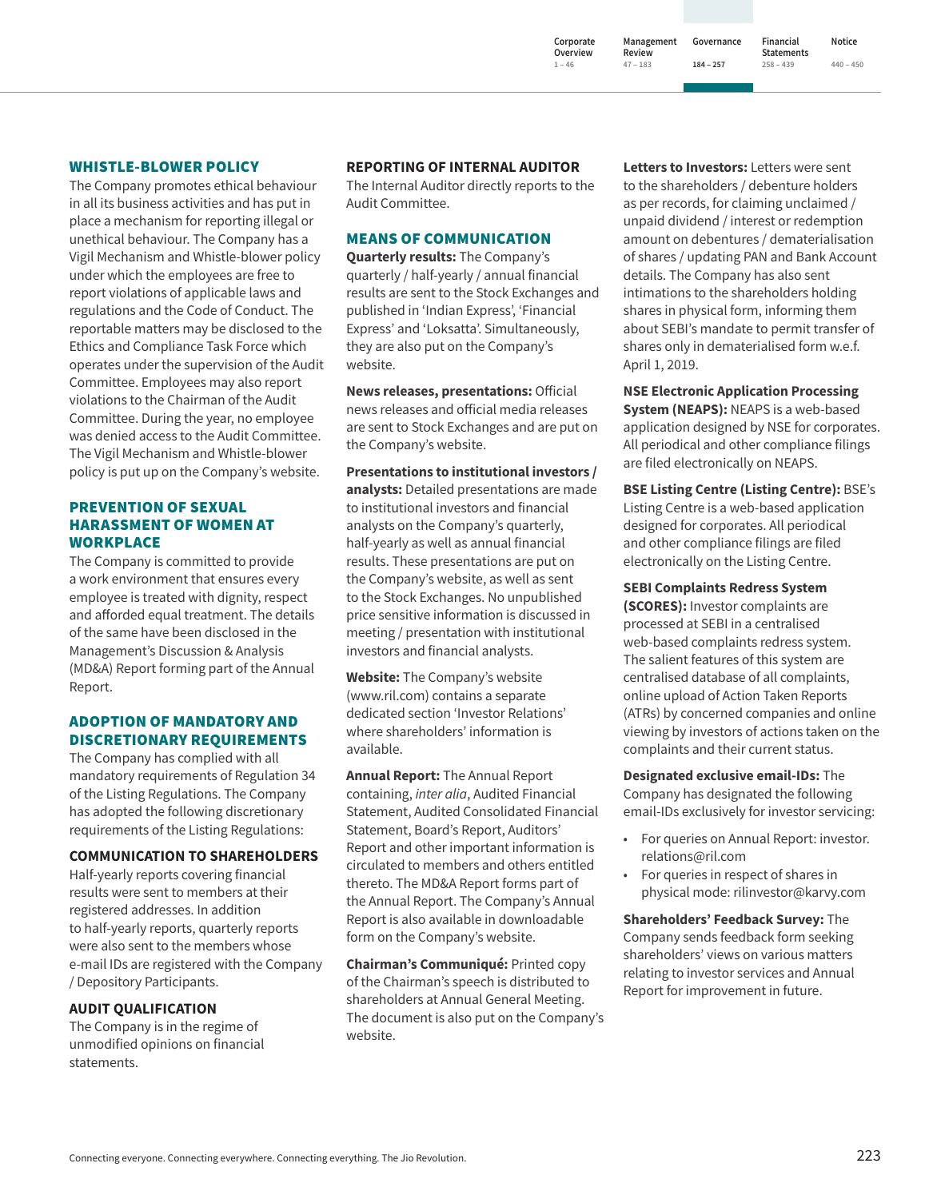## WHISTLE-BLOWER POLICY

The Company promotes ethical behaviour in all its business activities and has put in place a mechanism for reporting illegal or unethical behaviour. The Company has a Vigil Mechanism and Whistle-blower policy under which the employees are free to report violations of applicable laws and regulations and the Code of Conduct. The reportable matters may be disclosed to the Ethics and Compliance Task Force which operates under the supervision of the Audit Committee. Employees may also report violations to the Chairman of the Audit Committee. During the year, no employee was denied access to the Audit Committee. The Vigil Mechanism and Whistle-blower policy is put up on the Company's website.

## PREVENTION OF SEXUAL HARASSMENT OF WOMEN AT WORKPLACE

The Company is committed to provide a work environment that ensures every employee is treated with dignity, respect and afforded equal treatment. The details of the same have been disclosed in the Management's Discussion & Analysis (MD&A) Report forming part of the Annual Report.

## ADOPTION OF MANDATORY AND DISCRETIONARY REQUIREMENTS

The Company has complied with all mandatory requirements of Regulation 34 of the Listing Regulations. The Company has adopted the following discretionary requirements of the Listing Regulations:

### COMMUNICATION TO SHAREHOLDERS

Half-yearly reports covering financial results were sent to members at their registered addresses. In addition to half-yearly reports, quarterly reports were also sent to the members whose e-mail IDs are registered with the Company / Depository Participants.

### AUDIT QUALIFICATION

The Company is in the regime of unmodified opinions on financial statements.

### REPORTING OF INTERNAL AUDITOR

The Internal Auditor directly reports to the Audit Committee.

## MEANS OF COMMUNICATION

**Quarterly results:** The Company's quarterly / half-yearly / annual financial results are sent to the Stock Exchanges and published in 'Indian Express', 'Financial Express' and 'Loksatta'. Simultaneously, they are also put on the Company's website.

**News releases, presentations:** Official news releases and official media releases are sent to Stock Exchanges and are put on the Company's website.

**Presentations to institutional investors / analysts:** Detailed presentations are made to institutional investors and financial analysts on the Company's quarterly, half-yearly as well as annual financial results. These presentations are put on the Company's website, as well as sent to the Stock Exchanges. No unpublished price sensitive information is discussed in meeting / presentation with institutional investors and financial analysts.

**Website:** The Company's website (www.ril.com) contains a separate dedicated section 'Investor Relations' where shareholders' information is available.

**Annual Report:** The Annual Report containing, *inter alia*, Audited Financial Statement, Audited Consolidated Financial Statement, Board's Report, Auditors' Report and other important information is circulated to members and others entitled thereto. The MD&A Report forms part of the Annual Report. The Company's Annual Report is also available in downloadable form on the Company's website.

**Chairman's Communiqué:** Printed copy of the Chairman's speech is distributed to shareholders at Annual General Meeting. The document is also put on the Company's website.

**Letters to Investors:** Letters were sent to the shareholders / debenture holders as per records, for claiming unclaimed / unpaid dividend / interest or redemption amount on debentures / dematerialisation of shares / updating PAN and Bank Account details. The Company has also sent intimations to the shareholders holding shares in physical form, informing them about SEBI's mandate to permit transfer of shares only in dematerialised form w.e.f. April 1, 2019.

**NSE Electronic Application Processing System (NEAPS):** NEAPS is a web-based application designed by NSE for corporates. All periodical and other compliance filings are filed electronically on NEAPS.

**BSE Listing Centre (Listing Centre):** BSE's Listing Centre is a web-based application designed for corporates. All periodical and other compliance filings are filed electronically on the Listing Centre.

**SEBI Complaints Redress System (SCORES):** Investor complaints are processed at SEBI in a centralised web-based complaints redress system. The salient features of this system are centralised database of all complaints, online upload of Action Taken Reports (ATRs) by concerned companies and online viewing by investors of actions taken on the complaints and their current status.

**Designated exclusive email-IDs:** The Company has designated the following email-IDs exclusively for investor servicing:

- For queries on Annual Report: investor.relations@ril.com
- For queries in respect of shares in physical mode: rilinvestor@karvy.com

**Shareholders' Feedback Survey:** The Company sends feedback form seeking shareholders' views on various matters relating to investor services and Annual Report for improvement in future.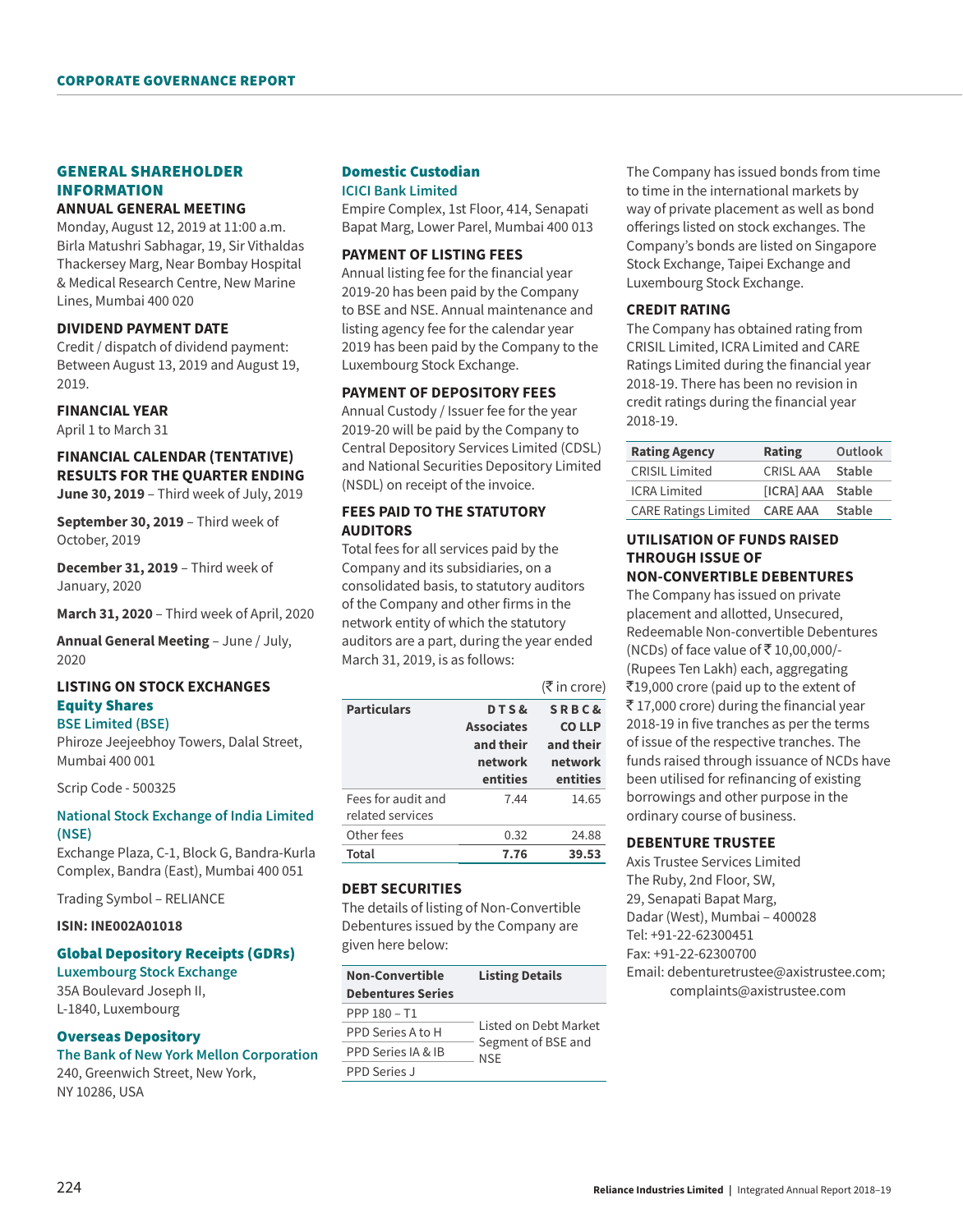## GENERAL SHAREHOLDER INFORMATION

### ANNUAL GENERAL MEETING

Monday, August 12, 2019 at 11:00 a.m.
Birla Matushri Sabhagar, 19, Sir Vithaldas Thackersey Marg, Near Bombay Hospital & Medical Research Centre, New Marine Lines, Mumbai 400 020

### DIVIDEND PAYMENT DATE

Credit / dispatch of dividend payment: Between August 13, 2019 and August 19, 2019.

### FINANCIAL YEAR

April 1 to March 31

### FINANCIAL CALENDAR (TENTATIVE) RESULTS FOR THE QUARTER ENDING

**June 30, 2019** – Third week of July, 2019

**September 30, 2019** – Third week of October, 2019

**December 31, 2019** – Third week of January, 2020

**March 31, 2020** – Third week of April, 2020

**Annual General Meeting** – June / July, 2020

### LISTING ON STOCK EXCHANGES

#### Equity Shares

**BSE Limited (BSE)**
Phiroze Jeejeebhoy Towers, Dalal Street, Mumbai 400 001

Scrip Code - 500325

**National Stock Exchange of India Limited (NSE)**
Exchange Plaza, C-1, Block G, Bandra-Kurla Complex, Bandra (East), Mumbai 400 051

Trading Symbol – RELIANCE

**ISIN: INE002A01018**

#### Global Depository Receipts (GDRs)

**Luxembourg Stock Exchange**
35A Boulevard Joseph II, L-1840, Luxembourg

#### Overseas Depository

**The Bank of New York Mellon Corporation**
240, Greenwich Street, New York, NY 10286, USA

#### Domestic Custodian

**ICICI Bank Limited**
Empire Complex, 1st Floor, 414, Senapati Bapat Marg, Lower Parel, Mumbai 400 013

### PAYMENT OF LISTING FEES

Annual listing fee for the financial year 2019-20 has been paid by the Company to BSE and NSE. Annual maintenance and listing agency fee for the calendar year 2019 has been paid by the Company to the Luxembourg Stock Exchange.

### PAYMENT OF DEPOSITORY FEES

Annual Custody / Issuer fee for the year 2019-20 will be paid by the Company to Central Depository Services Limited (CDSL) and National Securities Depository Limited (NSDL) on receipt of the invoice.

### FEES PAID TO THE STATUTORY AUDITORS

Total fees for all services paid by the Company and its subsidiaries, on a consolidated basis, to statutory auditors of the Company and other firms in the network entity of which the statutory auditors are a part, during the year ended March 31, 2019, is as follows:

(₹ in crore)

| Particulars | D T S & Associates and their network entities | S R B C & CO LLP and their network entities |
|---|---|---|
| Fees for audit and related services | 7.44 | 14.65 |
| Other fees | 0.32 | 24.88 |
| **Total** | **7.76** | **39.53** |

### DEBT SECURITIES

The details of listing of Non-Convertible Debentures issued by the Company are given here below:

| Non-Convertible Debentures Series | Listing Details |
|---|---|
| PPP 180 – T1 | Listed on Debt Market Segment of BSE and NSE |
| PPD Series A to H | |
| PPD Series IA & IB | |
| PPD Series J | |

The Company has issued bonds from time to time in the international markets by way of private placement as well as bond offerings listed on stock exchanges. The Company's bonds are listed on Singapore Stock Exchange, Taipei Exchange and Luxembourg Stock Exchange.

### CREDIT RATING

The Company has obtained rating from CRISIL Limited, ICRA Limited and CARE Ratings Limited during the financial year 2018-19. There has been no revision in credit ratings during the financial year 2018-19.

| Rating Agency | Rating | Outlook |
|---|---|---|
| CRISIL Limited | CRISL AAA | Stable |
| ICRA Limited | [ICRA] AAA | Stable |
| CARE Ratings Limited | CARE AAA | Stable |

### UTILISATION OF FUNDS RAISED THROUGH ISSUE OF NON-CONVERTIBLE DEBENTURES

The Company has issued on private placement and allotted, Unsecured, Redeemable Non-convertible Debentures (NCDs) of face value of ₹ 10,00,000/- (Rupees Ten Lakh) each, aggregating ₹19,000 crore (paid up to the extent of ₹ 17,000 crore) during the financial year 2018-19 in five tranches as per the terms of issue of the respective tranches. The funds raised through issuance of NCDs have been utilised for refinancing of existing borrowings and other purpose in the ordinary course of business.

### DEBENTURE TRUSTEE

Axis Trustee Services Limited
The Ruby, 2nd Floor, SW,
29, Senapati Bapat Marg,
Dadar (West), Mumbai – 400028
Tel: +91-22-62300451
Fax: +91-22-62300700
Email: debenturetrustee@axistrustee.com; complaints@axistrustee.com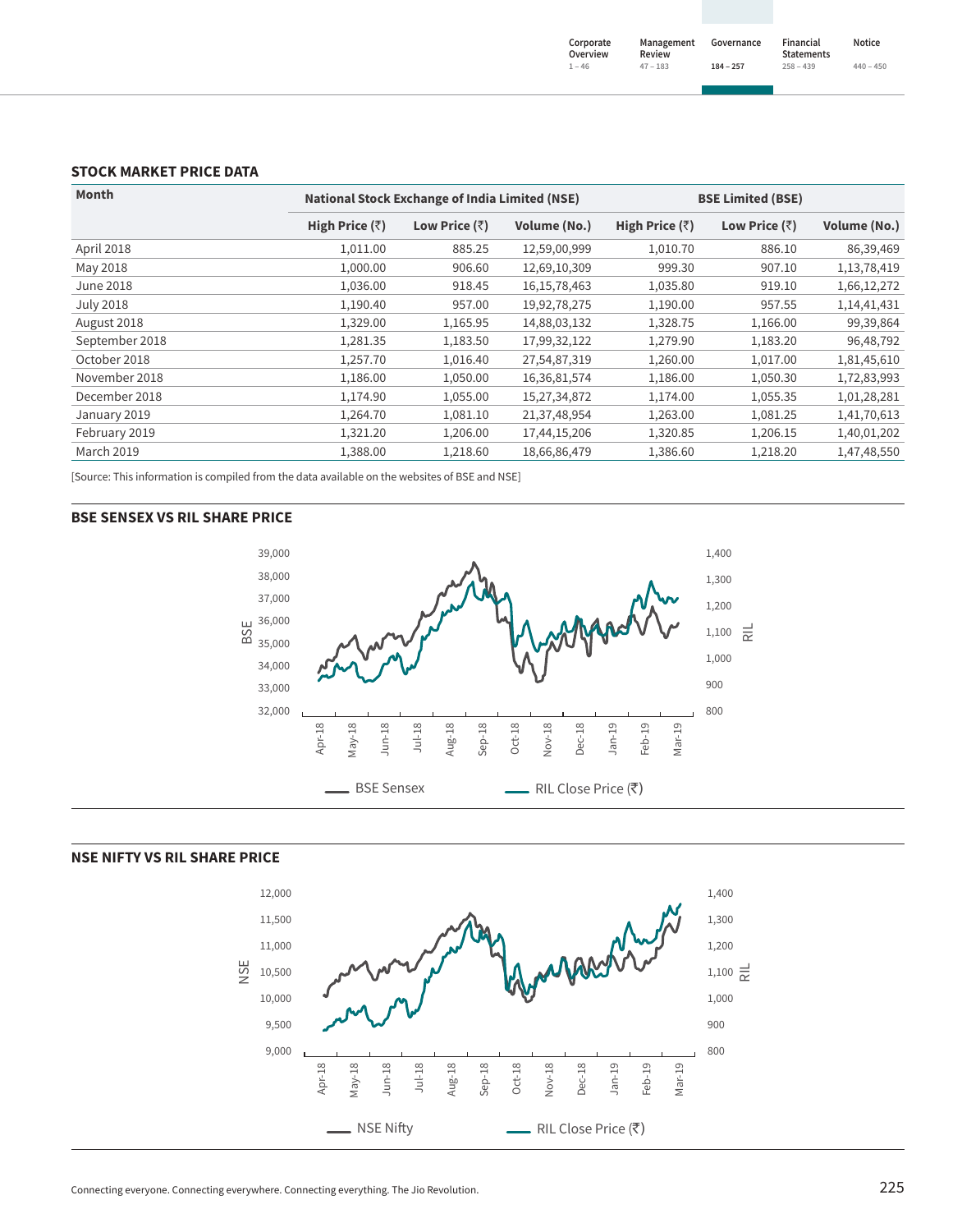## STOCK MARKET PRICE DATA

| Month | National Stock Exchange of India Limited (NSE) | | | BSE Limited (BSE) | | |
|---|---|---|---|---|---|---|
| | High Price (₹) | Low Price (₹) | Volume (No.) | High Price (₹) | Low Price (₹) | Volume (No.) |
| April 2018 | 1,011.00 | 885.25 | 12,59,00,999 | 1,010.70 | 886.10 | 86,39,469 |
| May 2018 | 1,000.00 | 906.60 | 12,69,10,309 | 999.30 | 907.10 | 1,13,78,419 |
| June 2018 | 1,036.00 | 918.45 | 16,15,78,463 | 1,035.80 | 919.10 | 1,66,12,272 |
| July 2018 | 1,190.40 | 957.00 | 19,92,78,275 | 1,190.00 | 957.55 | 1,14,41,431 |
| August 2018 | 1,329.00 | 1,165.95 | 14,88,03,132 | 1,328.75 | 1,166.00 | 99,39,864 |
| September 2018 | 1,281.35 | 1,183.50 | 17,99,32,122 | 1,279.90 | 1,183.20 | 96,48,792 |
| October 2018 | 1,257.70 | 1,016.40 | 27,54,87,319 | 1,260.00 | 1,017.00 | 1,81,45,610 |
| November 2018 | 1,186.00 | 1,050.00 | 16,36,81,574 | 1,186.00 | 1,050.30 | 1,72,83,993 |
| December 2018 | 1,174.90 | 1,055.00 | 15,27,34,872 | 1,174.00 | 1,055.35 | 1,01,28,281 |
| January 2019 | 1,264.70 | 1,081.10 | 21,37,48,954 | 1,263.00 | 1,081.25 | 1,41,70,613 |
| February 2019 | 1,321.20 | 1,206.00 | 17,44,15,206 | 1,320.85 | 1,206.15 | 1,40,01,202 |
| March 2019 | 1,388.00 | 1,218.60 | 18,66,86,479 | 1,386.60 | 1,218.20 | 1,47,48,550 |

[Source: This information is compiled from the data available on the websites of BSE and NSE]

## BSE SENSEX VS RIL SHARE PRICE

BSE Sensex — RIL Close Price (₹)

## NSE NIFTY VS RIL SHARE PRICE

NSE Nifty — RIL Close Price (₹)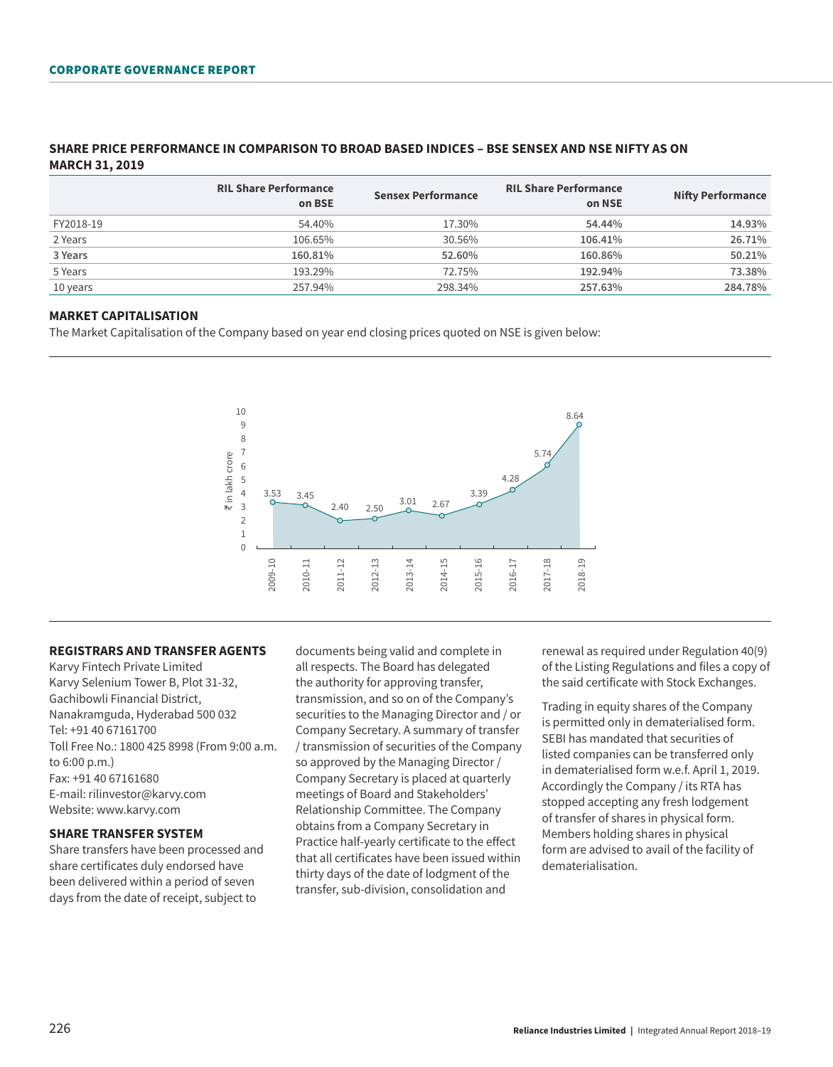## SHARE PRICE PERFORMANCE IN COMPARISON TO BROAD BASED INDICES – BSE SENSEX AND NSE NIFTY AS ON MARCH 31, 2019

| | RIL Share Performance on BSE | Sensex Performance | RIL Share Performance on NSE | Nifty Performance |
|---|---|---|---|---|
| FY2018-19 | 54.40% | 17.30% | 54.44% | 14.93% |
| 2 Years | 106.65% | 30.56% | 106.41% | 26.71% |
| 3 Years | 160.81% | 52.60% | 160.86% | 50.21% |
| 5 Years | 193.29% | 72.75% | 192.94% | 73.38% |
| 10 years | 257.94% | 298.34% | 257.63% | 284.78% |

## MARKET CAPITALISATION

The Market Capitalisation of the Company based on year end closing prices quoted on NSE is given below:

| Year | ₹ in lakh crore |
|---|---|
| 2009-10 | 3.53 |
| 2010-11 | 3.45 |
| 2011-12 | 2.40 |
| 2012-13 | 2.50 |
| 2013-14 | 3.01 |
| 2014-15 | 2.67 |
| 2015-16 | 3.39 |
| 2016-17 | 4.28 |
| 2017-18 | 5.74 |
| 2018-19 | 8.64 |

## REGISTRARS AND TRANSFER AGENTS

Karvy Fintech Private Limited
Karvy Selenium Tower B, Plot 31-32,
Gachibowli Financial District,
Nanakramguda, Hyderabad 500 032
Tel: +91 40 67161700
Toll Free No.: 1800 425 8998 (From 9:00 a.m. to 6:00 p.m.)
Fax: +91 40 67161680
E-mail: rilinvestor@karvy.com
Website: www.karvy.com

## SHARE TRANSFER SYSTEM

Share transfers have been processed and share certificates duly endorsed have been delivered within a period of seven days from the date of receipt, subject to documents being valid and complete in all respects. The Board has delegated the authority for approving transfer, transmission, and so on of the Company's securities to the Managing Director and / or Company Secretary. A summary of transfer / transmission of securities of the Company so approved by the Managing Director / Company Secretary is placed at quarterly meetings of Board and Stakeholders' Relationship Committee. The Company obtains from a Company Secretary in Practice half-yearly certificate to the effect that all certificates have been issued within thirty days of the date of lodgment of the transfer, sub-division, consolidation and renewal as required under Regulation 40(9) of the Listing Regulations and files a copy of the said certificate with Stock Exchanges.

Trading in equity shares of the Company is permitted only in dematerialised form. SEBI has mandated that securities of listed companies can be transferred only in dematerialised form w.e.f. April 1, 2019. Accordingly the Company / its RTA has stopped accepting any fresh lodgement of transfer of shares in physical form. Members holding shares in physical form are advised to avail of the facility of dematerialisation.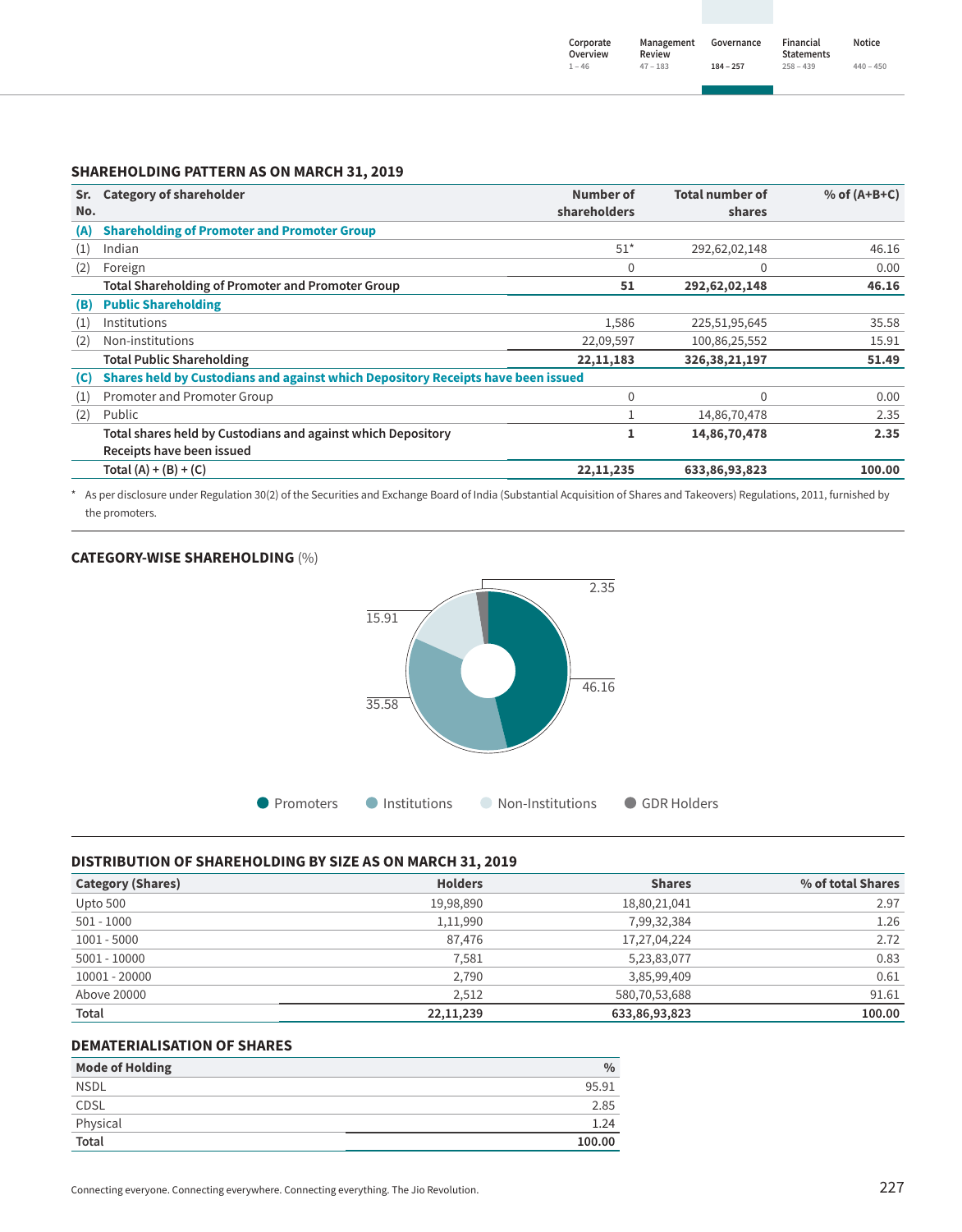## SHAREHOLDING PATTERN AS ON MARCH 31, 2019

| Sr. No. | Category of shareholder | Number of shareholders | Total number of shares | % of (A+B+C) |
|---|---|---|---|---|
| **(A)** | **Shareholding of Promoter and Promoter Group** | | | |
| (1) | Indian | 51* | 292,62,02,148 | 46.16 |
| (2) | Foreign | 0 | 0 | 0.00 |
| | **Total Shareholding of Promoter and Promoter Group** | **51** | **292,62,02,148** | **46.16** |
| **(B)** | **Public Shareholding** | | | |
| (1) | Institutions | 1,586 | 225,51,95,645 | 35.58 |
| (2) | Non-institutions | 22,09,597 | 100,86,25,552 | 15.91 |
| | **Total Public Shareholding** | **22,11,183** | **326,38,21,197** | **51.49** |
| **(C)** | **Shares held by Custodians and against which Depository Receipts have been issued** | | | |
| (1) | Promoter and Promoter Group | 0 | 0 | 0.00 |
| (2) | Public | 1 | 14,86,70,478 | 2.35 |
| | **Total shares held by Custodians and against which Depository Receipts have been issued** | **1** | **14,86,70,478** | **2.35** |
| | **Total (A) + (B) + (C)** | **22,11,235** | **633,86,93,823** | **100.00** |

\* As per disclosure under Regulation 30(2) of the Securities and Exchange Board of India (Substantial Acquisition of Shares and Takeovers) Regulations, 2011, furnished by the promoters.

### CATEGORY-WISE SHAREHOLDING (%)

| Category | % |
|---|---|
| Promoters | 46.16 |
| Institutions | 35.58 |
| Non-Institutions | 15.91 |
| GDR Holders | 2.35 |

## DISTRIBUTION OF SHAREHOLDING BY SIZE AS ON MARCH 31, 2019

| Category (Shares) | Holders | Shares | % of total Shares |
|---|---|---|---|
| Upto 500 | 19,98,890 | 18,80,21,041 | 2.97 |
| 501 - 1000 | 1,11,990 | 7,99,32,384 | 1.26 |
| 1001 - 5000 | 87,476 | 17,27,04,224 | 2.72 |
| 5001 - 10000 | 7,581 | 5,23,83,077 | 0.83 |
| 10001 - 20000 | 2,790 | 3,85,99,409 | 0.61 |
| Above 20000 | 2,512 | 580,70,53,688 | 91.61 |
| **Total** | **22,11,239** | **633,86,93,823** | **100.00** |

## DEMATERIALISATION OF SHARES

| Mode of Holding | % |
|---|---|
| NSDL | 95.91 |
| CDSL | 2.85 |
| Physical | 1.24 |
| **Total** | **100.00** |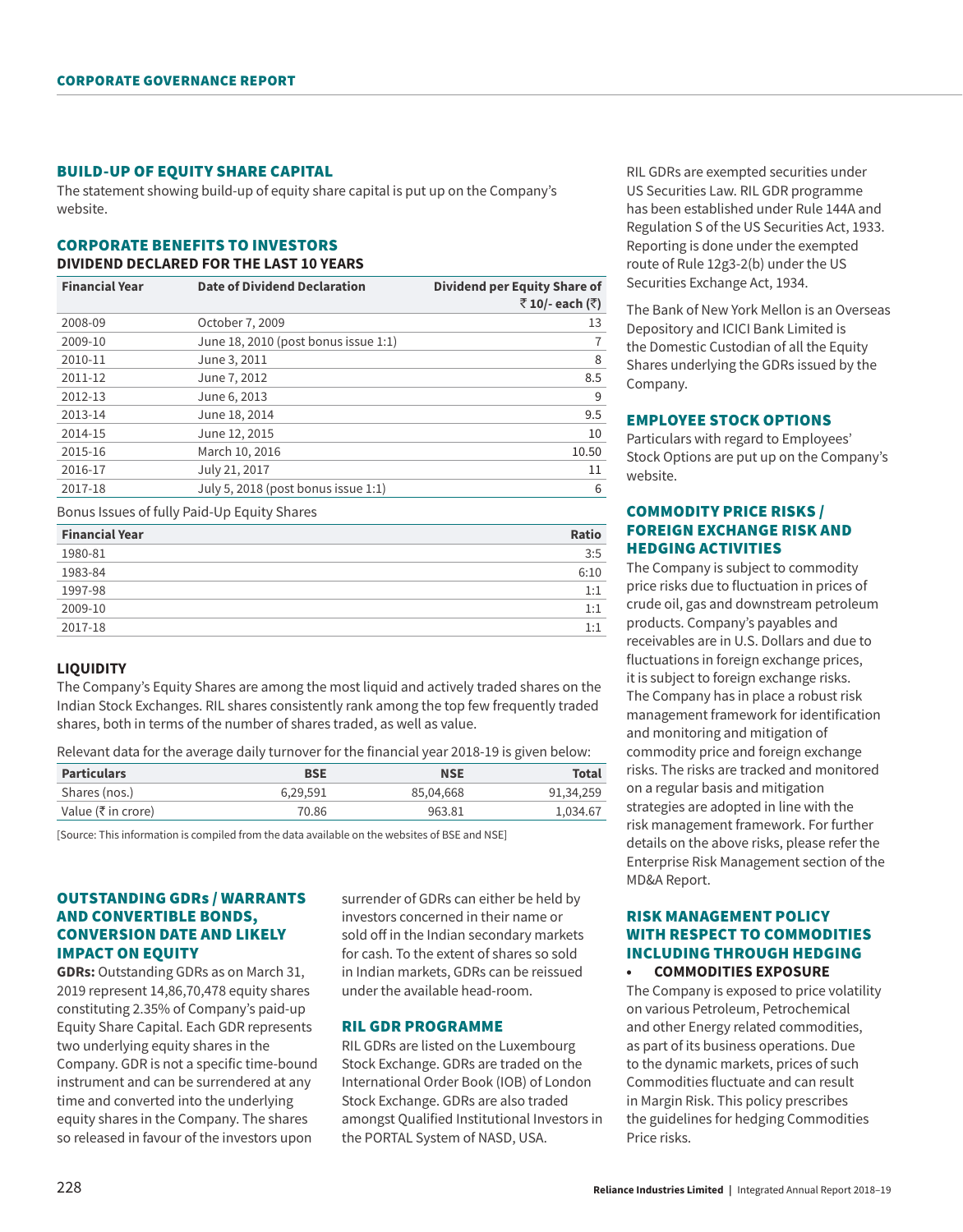## BUILD-UP OF EQUITY SHARE CAPITAL

The statement showing build-up of equity share capital is put up on the Company's website.

## CORPORATE BENEFITS TO INVESTORS

**DIVIDEND DECLARED FOR THE LAST 10 YEARS**

| Financial Year | Date of Dividend Declaration | Dividend per Equity Share of ₹ 10/- each (₹) |
|---|---|---|
| 2008-09 | October 7, 2009 | 13 |
| 2009-10 | June 18, 2010 (post bonus issue 1:1) | 7 |
| 2010-11 | June 3, 2011 | 8 |
| 2011-12 | June 7, 2012 | 8.5 |
| 2012-13 | June 6, 2013 | 9 |
| 2013-14 | June 18, 2014 | 9.5 |
| 2014-15 | June 12, 2015 | 10 |
| 2015-16 | March 10, 2016 | 10.50 |
| 2016-17 | July 21, 2017 | 11 |
| 2017-18 | July 5, 2018 (post bonus issue 1:1) | 6 |

Bonus Issues of fully Paid-Up Equity Shares

| Financial Year | Ratio |
|---|---|
| 1980-81 | 3:5 |
| 1983-84 | 6:10 |
| 1997-98 | 1:1 |
| 2009-10 | 1:1 |
| 2017-18 | 1:1 |

### LIQUIDITY

The Company's Equity Shares are among the most liquid and actively traded shares on the Indian Stock Exchanges. RIL shares consistently rank among the top few frequently traded shares, both in terms of the number of shares traded, as well as value.

Relevant data for the average daily turnover for the financial year 2018-19 is given below:

| Particulars | BSE | NSE | Total |
|---|---|---|---|
| Shares (nos.) | 6,29,591 | 85,04,668 | 91,34,259 |
| Value (₹ in crore) | 70.86 | 963.81 | 1,034.67 |

[Source: This information is compiled from the data available on the websites of BSE and NSE]

## OUTSTANDING GDRs / WARRANTS AND CONVERTIBLE BONDS, CONVERSION DATE AND LIKELY IMPACT ON EQUITY

**GDRs:** Outstanding GDRs as on March 31, 2019 represent 14,86,70,478 equity shares constituting 2.35% of Company's paid-up Equity Share Capital. Each GDR represents two underlying equity shares in the Company. GDR is not a specific time-bound instrument and can be surrendered at any time and converted into the underlying equity shares in the Company. The shares so released in favour of the investors upon surrender of GDRs can either be held by investors concerned in their name or sold off in the Indian secondary markets for cash. To the extent of shares so sold in Indian markets, GDRs can be reissued under the available head-room.

## RIL GDR PROGRAMME

RIL GDRs are listed on the Luxembourg Stock Exchange. GDRs are traded on the International Order Book (IOB) of London Stock Exchange. GDRs are also traded amongst Qualified Institutional Investors in the PORTAL System of NASD, USA.

RIL GDRs are exempted securities under US Securities Law. RIL GDR programme has been established under Rule 144A and Regulation S of the US Securities Act, 1933. Reporting is done under the exempted route of Rule 12g3-2(b) under the US Securities Exchange Act, 1934.

The Bank of New York Mellon is an Overseas Depository and ICICI Bank Limited is the Domestic Custodian of all the Equity Shares underlying the GDRs issued by the Company.

## EMPLOYEE STOCK OPTIONS

Particulars with regard to Employees' Stock Options are put up on the Company's website.

## COMMODITY PRICE RISKS / FOREIGN EXCHANGE RISK AND HEDGING ACTIVITIES

The Company is subject to commodity price risks due to fluctuation in prices of crude oil, gas and downstream petroleum products. Company's payables and receivables are in U.S. Dollars and due to fluctuations in foreign exchange prices, it is subject to foreign exchange risks. The Company has in place a robust risk management framework for identification and monitoring and mitigation of commodity price and foreign exchange risks. The risks are tracked and monitored on a regular basis and mitigation strategies are adopted in line with the risk management framework. For further details on the above risks, please refer the Enterprise Risk Management section of the MD&A Report.

## RISK MANAGEMENT POLICY WITH RESPECT TO COMMODITIES INCLUDING THROUGH HEDGING

- **COMMODITIES EXPOSURE**

The Company is exposed to price volatility on various Petroleum, Petrochemical and other Energy related commodities, as part of its business operations. Due to the dynamic markets, prices of such Commodities fluctuate and can result in Margin Risk. This policy prescribes the guidelines for hedging Commodities Price risks.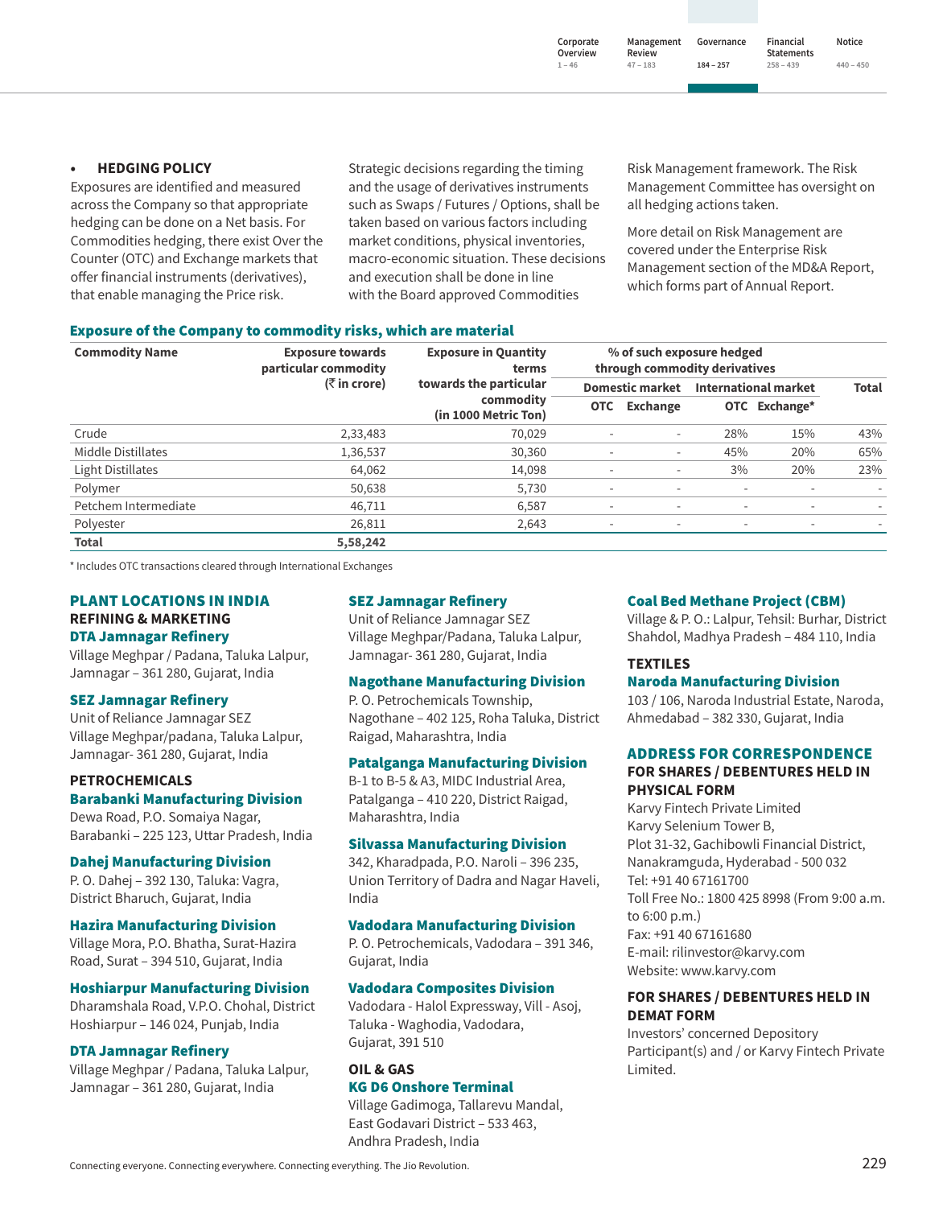- **HEDGING POLICY**

Exposures are identified and measured across the Company so that appropriate hedging can be done on a Net basis. For Commodities hedging, there exist Over the Counter (OTC) and Exchange markets that offer financial instruments (derivatives), that enable managing the Price risk. Strategic decisions regarding the timing and the usage of derivatives instruments such as Swaps / Futures / Options, shall be taken based on various factors including market conditions, physical inventories, macro-economic situation. These decisions and execution shall be done in line with the Board approved Commodities Risk Management framework. The Risk Management Committee has oversight on all hedging actions taken.

More detail on Risk Management are covered under the Enterprise Risk Management section of the MD&A Report, which forms part of Annual Report.

**Exposure of the Company to commodity risks, which are material**

| Commodity Name | Exposure towards particular commodity (₹ in crore) | Exposure in Quantity terms towards the particular commodity (in 1000 Metric Ton) | % of such exposure hedged through commodity derivatives | | | | |
|---|---|---|---|---|---|---|---|
| | | | Domestic market | | International market | | Total |
| | | | OTC | Exchange | OTC | Exchange* | |
| Crude | 2,33,483 | 70,029 | - | - | 28% | 15% | 43% |
| Middle Distillates | 1,36,537 | 30,360 | - | - | 45% | 20% | 65% |
| Light Distillates | 64,062 | 14,098 | - | - | 3% | 20% | 23% |
| Polymer | 50,638 | 5,730 | - | - | - | - | - |
| Petchem Intermediate | 46,711 | 6,587 | - | - | - | - | - |
| Polyester | 26,811 | 2,643 | - | - | - | - | - |
| **Total** | **5,58,242** | | | | | | |

\* Includes OTC transactions cleared through International Exchanges

## PLANT LOCATIONS IN INDIA

### REFINING & MARKETING

**DTA Jamnagar Refinery**
Village Meghpar / Padana, Taluka Lalpur, Jamnagar – 361 280, Gujarat, India

**SEZ Jamnagar Refinery**
Unit of Reliance Jamnagar SEZ
Village Meghpar/padana, Taluka Lalpur, Jamnagar- 361 280, Gujarat, India

### PETROCHEMICALS

**Barabanki Manufacturing Division**
Dewa Road, P.O. Somaiya Nagar, Barabanki – 225 123, Uttar Pradesh, India

**Dahej Manufacturing Division**
P. O. Dahej – 392 130, Taluka: Vagra, District Bharuch, Gujarat, India

**Hazira Manufacturing Division**
Village Mora, P.O. Bhatha, Surat-Hazira Road, Surat – 394 510, Gujarat, India

**Hoshiarpur Manufacturing Division**
Dharamshala Road, V.P.O. Chohal, District Hoshiarpur – 146 024, Punjab, India

**DTA Jamnagar Refinery**
Village Meghpar / Padana, Taluka Lalpur, Jamnagar – 361 280, Gujarat, India

**SEZ Jamnagar Refinery**
Unit of Reliance Jamnagar SEZ
Village Meghpar/Padana, Taluka Lalpur, Jamnagar- 361 280, Gujarat, India

**Nagothane Manufacturing Division**
P. O. Petrochemicals Township, Nagothane – 402 125, Roha Taluka, District Raigad, Maharashtra, India

**Patalganga Manufacturing Division**
B-1 to B-5 & A3, MIDC Industrial Area, Patalganga – 410 220, District Raigad, Maharashtra, India

**Silvassa Manufacturing Division**
342, Kharadpada, P.O. Naroli – 396 235, Union Territory of Dadra and Nagar Haveli, India

**Vadodara Manufacturing Division**
P. O. Petrochemicals, Vadodara – 391 346, Gujarat, India

**Vadodara Composites Division**
Vadodara - Halol Expressway, Vill - Asoj, Taluka - Waghodia, Vadodara, Gujarat, 391 510

### OIL & GAS

**KG D6 Onshore Terminal**
Village Gadimoga, Tallarevu Mandal, East Godavari District – 533 463, Andhra Pradesh, India

**Coal Bed Methane Project (CBM)**
Village & P. O.: Lalpur, Tehsil: Burhar, District Shahdol, Madhya Pradesh – 484 110, India

### TEXTILES

**Naroda Manufacturing Division**
103 / 106, Naroda Industrial Estate, Naroda, Ahmedabad – 382 330, Gujarat, India

## ADDRESS FOR CORRESPONDENCE

### FOR SHARES / DEBENTURES HELD IN PHYSICAL FORM

Karvy Fintech Private Limited
Karvy Selenium Tower B,
Plot 31-32, Gachibowli Financial District,
Nanakramguda, Hyderabad - 500 032
Tel: +91 40 67161700
Toll Free No.: 1800 425 8998 (From 9:00 a.m. to 6:00 p.m.)
Fax: +91 40 67161680
E-mail: rilinvestor@karvy.com
Website: www.karvy.com

### FOR SHARES / DEBENTURES HELD IN DEMAT FORM

Investors' concerned Depository Participant(s) and / or Karvy Fintech Private Limited.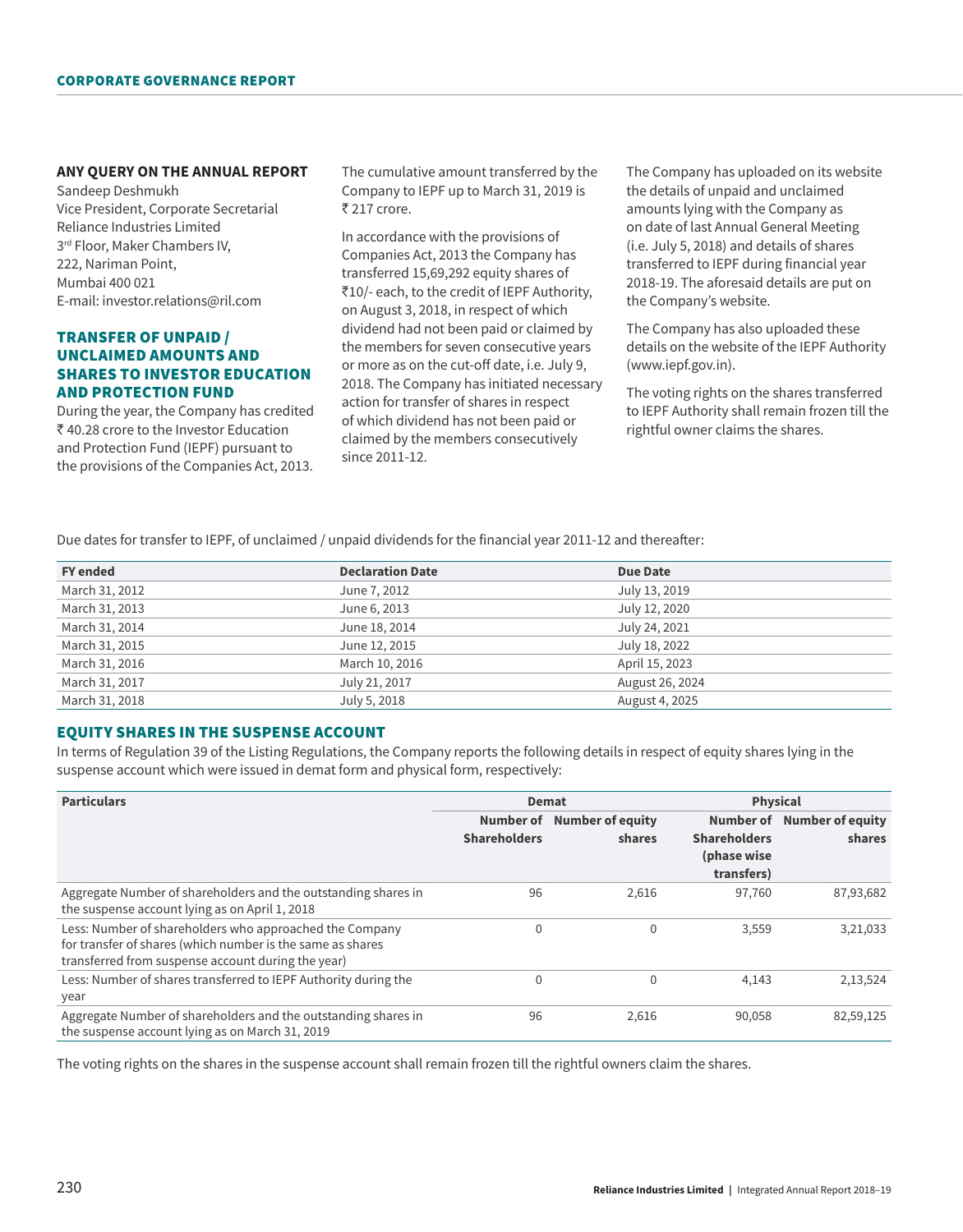### ANY QUERY ON THE ANNUAL REPORT

Sandeep Deshmukh
Vice President, Corporate Secretarial
Reliance Industries Limited
3rd Floor, Maker Chambers IV,
222, Nariman Point,
Mumbai 400 021
E-mail: investor.relations@ril.com

## TRANSFER OF UNPAID / UNCLAIMED AMOUNTS AND SHARES TO INVESTOR EDUCATION AND PROTECTION FUND

During the year, the Company has credited ₹ 40.28 crore to the Investor Education and Protection Fund (IEPF) pursuant to the provisions of the Companies Act, 2013.

The cumulative amount transferred by the Company to IEPF up to March 31, 2019 is ₹ 217 crore.

In accordance with the provisions of Companies Act, 2013 the Company has transferred 15,69,292 equity shares of ₹10/- each, to the credit of IEPF Authority, on August 3, 2018, in respect of which dividend had not been paid or claimed by the members for seven consecutive years or more as on the cut-off date, i.e. July 9, 2018. The Company has initiated necessary action for transfer of shares in respect of which dividend has not been paid or claimed by the members consecutively since 2011-12.

The Company has uploaded on its website the details of unpaid and unclaimed amounts lying with the Company as on date of last Annual General Meeting (i.e. July 5, 2018) and details of shares transferred to IEPF during financial year 2018-19. The aforesaid details are put on the Company's website.

The Company has also uploaded these details on the website of the IEPF Authority (www.iepf.gov.in).

The voting rights on the shares transferred to IEPF Authority shall remain frozen till the rightful owner claims the shares.

Due dates for transfer to IEPF, of unclaimed / unpaid dividends for the financial year 2011-12 and thereafter:

| FY ended | Declaration Date | Due Date |
|---|---|---|
| March 31, 2012 | June 7, 2012 | July 13, 2019 |
| March 31, 2013 | June 6, 2013 | July 12, 2020 |
| March 31, 2014 | June 18, 2014 | July 24, 2021 |
| March 31, 2015 | June 12, 2015 | July 18, 2022 |
| March 31, 2016 | March 10, 2016 | April 15, 2023 |
| March 31, 2017 | July 21, 2017 | August 26, 2024 |
| March 31, 2018 | July 5, 2018 | August 4, 2025 |

## EQUITY SHARES IN THE SUSPENSE ACCOUNT

In terms of Regulation 39 of the Listing Regulations, the Company reports the following details in respect of equity shares lying in the suspense account which were issued in demat form and physical form, respectively:

| Particulars | Demat | | Physical | |
|---|---|---|---|---|
| | Number of Shareholders | Number of equity shares | Number of Shareholders (phase wise transfers) | Number of equity shares |
| Aggregate Number of shareholders and the outstanding shares in the suspense account lying as on April 1, 2018 | 96 | 2,616 | 97,760 | 87,93,682 |
| Less: Number of shareholders who approached the Company for transfer of shares (which number is the same as shares transferred from suspense account during the year) | 0 | 0 | 3,559 | 3,21,033 |
| Less: Number of shares transferred to IEPF Authority during the year | 0 | 0 | 4,143 | 2,13,524 |
| Aggregate Number of shareholders and the outstanding shares in the suspense account lying as on March 31, 2019 | 96 | 2,616 | 90,058 | 82,59,125 |

The voting rights on the shares in the suspense account shall remain frozen till the rightful owners claim the shares.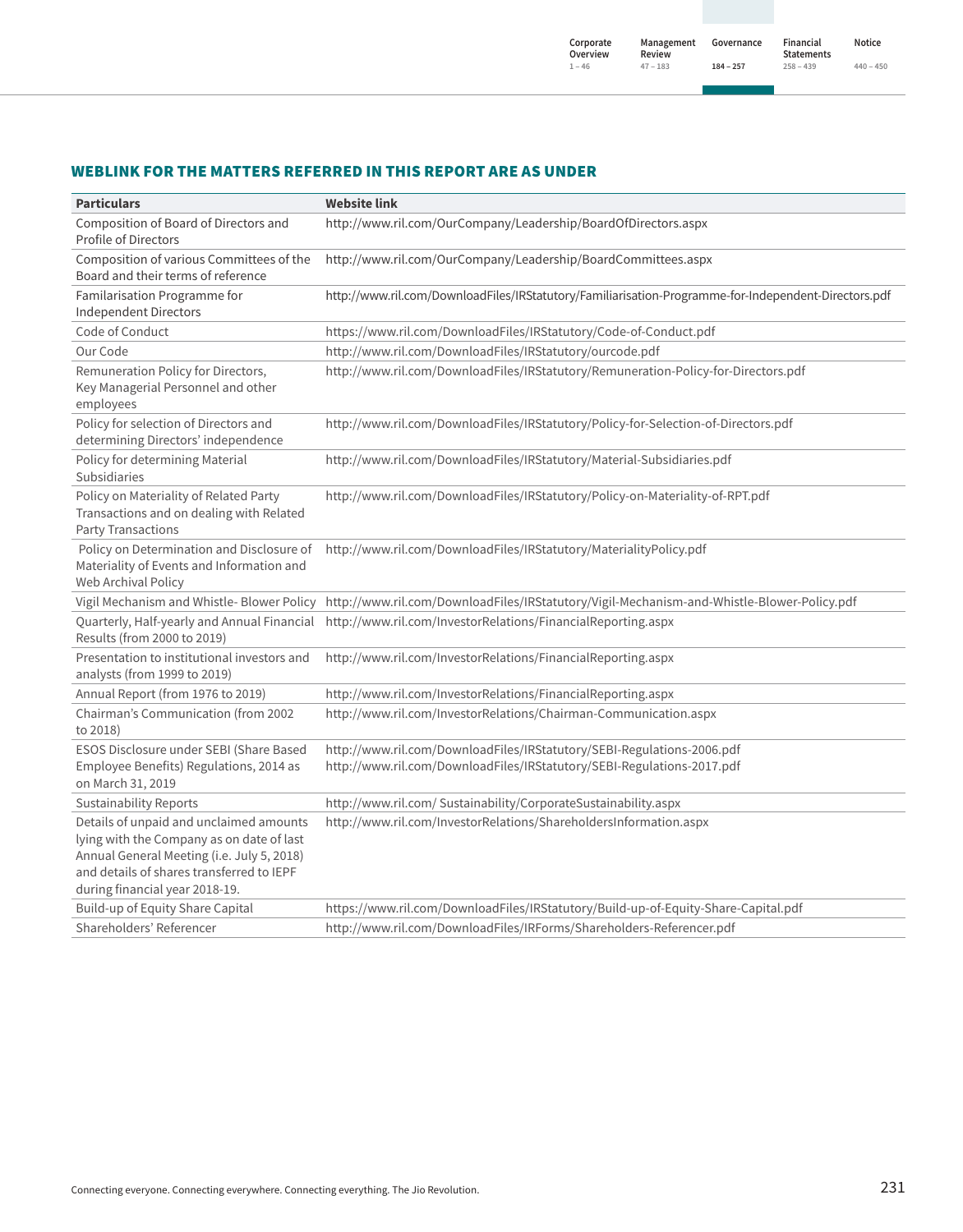## WEBLINK FOR THE MATTERS REFERRED IN THIS REPORT ARE AS UNDER

| Particulars | Website link |
|---|---|
| Composition of Board of Directors and Profile of Directors | http://www.ril.com/OurCompany/Leadership/BoardOfDirectors.aspx |
| Composition of various Committees of the Board and their terms of reference | http://www.ril.com/OurCompany/Leadership/BoardCommittees.aspx |
| Familarisation Programme for Independent Directors | http://www.ril.com/DownloadFiles/IRStatutory/Familiarisation-Programme-for-Independent-Directors.pdf |
| Code of Conduct | https://www.ril.com/DownloadFiles/IRStatutory/Code-of-Conduct.pdf |
| Our Code | http://www.ril.com/DownloadFiles/IRStatutory/ourcode.pdf |
| Remuneration Policy for Directors, Key Managerial Personnel and other employees | http://www.ril.com/DownloadFiles/IRStatutory/Remuneration-Policy-for-Directors.pdf |
| Policy for selection of Directors and determining Directors' independence | http://www.ril.com/DownloadFiles/IRStatutory/Policy-for-Selection-of-Directors.pdf |
| Policy for determining Material Subsidiaries | http://www.ril.com/DownloadFiles/IRStatutory/Material-Subsidiaries.pdf |
| Policy on Materiality of Related Party Transactions and on dealing with Related Party Transactions | http://www.ril.com/DownloadFiles/IRStatutory/Policy-on-Materiality-of-RPT.pdf |
| Policy on Determination and Disclosure of Materiality of Events and Information and Web Archival Policy | http://www.ril.com/DownloadFiles/IRStatutory/MaterialityPolicy.pdf |
| Vigil Mechanism and Whistle- Blower Policy | http://www.ril.com/DownloadFiles/IRStatutory/Vigil-Mechanism-and-Whistle-Blower-Policy.pdf |
| Quarterly, Half-yearly and Annual Financial Results (from 2000 to 2019) | http://www.ril.com/InvestorRelations/FinancialReporting.aspx |
| Presentation to institutional investors and analysts (from 1999 to 2019) | http://www.ril.com/InvestorRelations/FinancialReporting.aspx |
| Annual Report (from 1976 to 2019) | http://www.ril.com/InvestorRelations/FinancialReporting.aspx |
| Chairman's Communication (from 2002 to 2018) | http://www.ril.com/InvestorRelations/Chairman-Communication.aspx |
| ESOS Disclosure under SEBI (Share Based Employee Benefits) Regulations, 2014 as on March 31, 2019 | http://www.ril.com/DownloadFiles/IRStatutory/SEBI-Regulations-2006.pdf<br>http://www.ril.com/DownloadFiles/IRStatutory/SEBI-Regulations-2017.pdf |
| Sustainability Reports | http://www.ril.com/ Sustainability/CorporateSustainability.aspx |
| Details of unpaid and unclaimed amounts lying with the Company as on date of last Annual General Meeting (i.e. July 5, 2018) and details of shares transferred to IEPF during financial year 2018-19. | http://www.ril.com/InvestorRelations/ShareholdersInformation.aspx |
| Build-up of Equity Share Capital | https://www.ril.com/DownloadFiles/IRStatutory/Build-up-of-Equity-Share-Capital.pdf |
| Shareholders' Referencer | http://www.ril.com/DownloadFiles/IRForms/Shareholders-Referencer.pdf |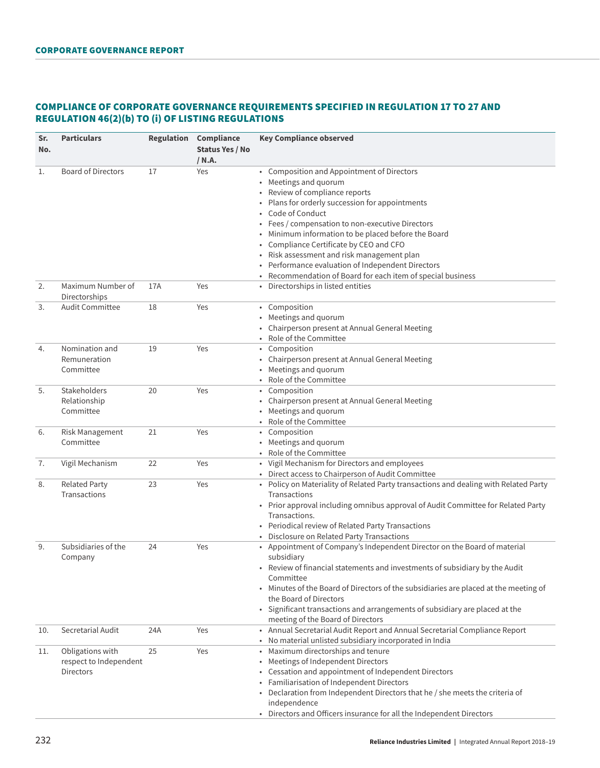## COMPLIANCE OF CORPORATE GOVERNANCE REQUIREMENTS SPECIFIED IN REGULATION 17 TO 27 AND REGULATION 46(2)(b) TO (i) OF LISTING REGULATIONS

| Sr. No. | Particulars | Regulation | Compliance Status Yes / No / N.A. | Key Compliance observed |
|---|---|---|---|---|
| 1. | Board of Directors | 17 | Yes | • Composition and Appointment of Directors<br>• Meetings and quorum<br>• Review of compliance reports<br>• Plans for orderly succession for appointments<br>• Code of Conduct<br>• Fees / compensation to non-executive Directors<br>• Minimum information to be placed before the Board<br>• Compliance Certificate by CEO and CFO<br>• Risk assessment and risk management plan<br>• Performance evaluation of Independent Directors<br>• Recommendation of Board for each item of special business |
| 2. | Maximum Number of Directorships | 17A | Yes | • Directorships in listed entities |
| 3. | Audit Committee | 18 | Yes | • Composition<br>• Meetings and quorum<br>• Chairperson present at Annual General Meeting<br>• Role of the Committee |
| 4. | Nomination and Remuneration Committee | 19 | Yes | • Composition<br>• Chairperson present at Annual General Meeting<br>• Meetings and quorum<br>• Role of the Committee |
| 5. | Stakeholders Relationship Committee | 20 | Yes | • Composition<br>• Chairperson present at Annual General Meeting<br>• Meetings and quorum<br>• Role of the Committee |
| 6. | Risk Management Committee | 21 | Yes | • Composition<br>• Meetings and quorum<br>• Role of the Committee |
| 7. | Vigil Mechanism | 22 | Yes | • Vigil Mechanism for Directors and employees<br>• Direct access to Chairperson of Audit Committee |
| 8. | Related Party Transactions | 23 | Yes | • Policy on Materiality of Related Party transactions and dealing with Related Party Transactions<br>• Prior approval including omnibus approval of Audit Committee for Related Party Transactions.<br>• Periodical review of Related Party Transactions<br>• Disclosure on Related Party Transactions |
| 9. | Subsidiaries of the Company | 24 | Yes | • Appointment of Company's Independent Director on the Board of material subsidiary<br>• Review of financial statements and investments of subsidiary by the Audit Committee<br>• Minutes of the Board of Directors of the subsidiaries are placed at the meeting of the Board of Directors<br>• Significant transactions and arrangements of subsidiary are placed at the meeting of the Board of Directors |
| 10. | Secretarial Audit | 24A | Yes | • Annual Secretarial Audit Report and Annual Secretarial Compliance Report<br>• No material unlisted subsidiary incorporated in India |
| 11. | Obligations with respect to Independent Directors | 25 | Yes | • Maximum directorships and tenure<br>• Meetings of Independent Directors<br>• Cessation and appointment of Independent Directors<br>• Familiarisation of Independent Directors<br>• Declaration from Independent Directors that he / she meets the criteria of independence<br>• Directors and Officers insurance for all the Independent Directors |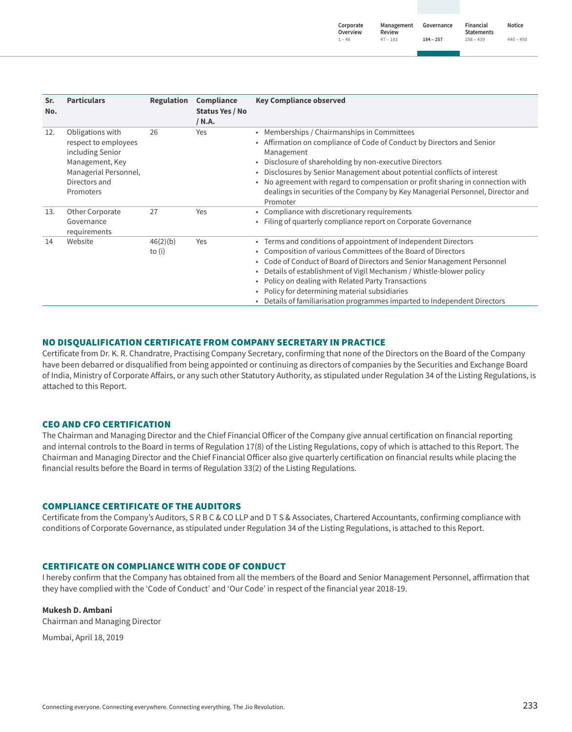| Sr. No. | Particulars | Regulation | Compliance Status Yes / No / N.A. | Key Compliance observed |
|---|---|---|---|---|
| 12. | Obligations with respect to employees including Senior Management, Key Managerial Personnel, Directors and Promoters | 26 | Yes | • Memberships / Chairmanships in Committees<br>• Affirmation on compliance of Code of Conduct by Directors and Senior Management<br>• Disclosure of shareholding by non-executive Directors<br>• Disclosures by Senior Management about potential conflicts of interest<br>• No agreement with regard to compensation or profit sharing in connection with dealings in securities of the Company by Key Managerial Personnel, Director and Promoter |
| 13. | Other Corporate Governance requirements | 27 | Yes | • Compliance with discretionary requirements<br>• Filing of quarterly compliance report on Corporate Governance |
| 14 | Website | 46(2)(b) to (i) | Yes | • Terms and conditions of appointment of Independent Directors<br>• Composition of various Committees of the Board of Directors<br>• Code of Conduct of Board of Directors and Senior Management Personnel<br>• Details of establishment of Vigil Mechanism / Whistle-blower policy<br>• Policy on dealing with Related Party Transactions<br>• Policy for determining material subsidiaries<br>• Details of familiarisation programmes imparted to Independent Directors |

## NO DISQUALIFICATION CERTIFICATE FROM COMPANY SECRETARY IN PRACTICE

Certificate from Dr. K. R. Chandratre, Practising Company Secretary, confirming that none of the Directors on the Board of the Company have been debarred or disqualified from being appointed or continuing as directors of companies by the Securities and Exchange Board of India, Ministry of Corporate Affairs, or any such other Statutory Authority, as stipulated under Regulation 34 of the Listing Regulations, is attached to this Report.

## CEO AND CFO CERTIFICATION

The Chairman and Managing Director and the Chief Financial Officer of the Company give annual certification on financial reporting and internal controls to the Board in terms of Regulation 17(8) of the Listing Regulations, copy of which is attached to this Report. The Chairman and Managing Director and the Chief Financial Officer also give quarterly certification on financial results while placing the financial results before the Board in terms of Regulation 33(2) of the Listing Regulations.

## COMPLIANCE CERTIFICATE OF THE AUDITORS

Certificate from the Company's Auditors, S R B C & CO LLP and D T S & Associates, Chartered Accountants, confirming compliance with conditions of Corporate Governance, as stipulated under Regulation 34 of the Listing Regulations, is attached to this Report.

## CERTIFICATE ON COMPLIANCE WITH CODE OF CONDUCT

I hereby confirm that the Company has obtained from all the members of the Board and Senior Management Personnel, affirmation that they have complied with the 'Code of Conduct' and 'Our Code' in respect of the financial year 2018-19.

**Mukesh D. Ambani**
Chairman and Managing Director

Mumbai, April 18, 2019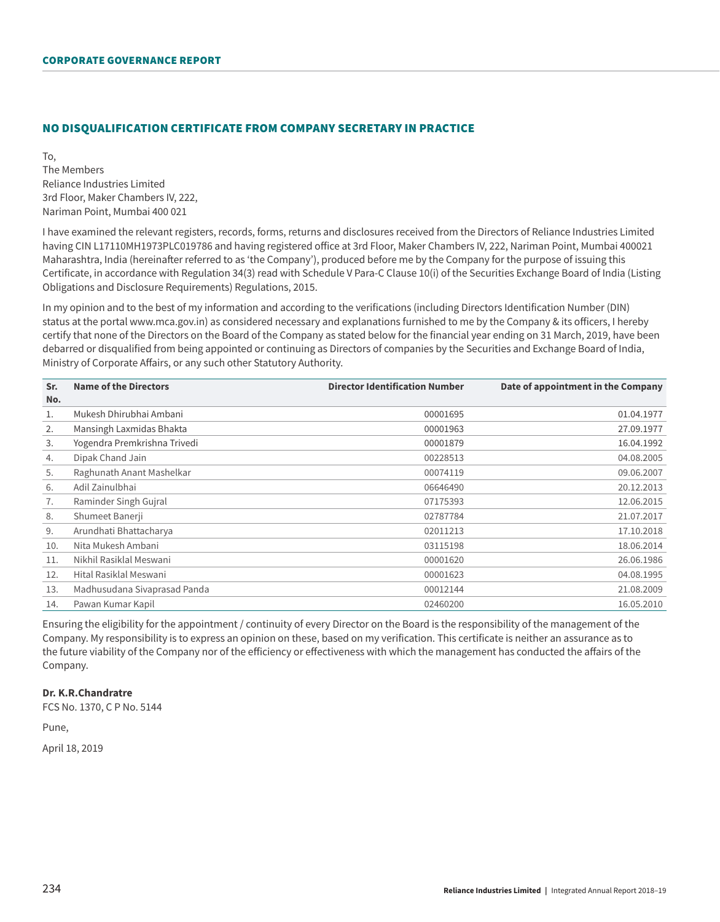## NO DISQUALIFICATION CERTIFICATE FROM COMPANY SECRETARY IN PRACTICE

To,
The Members
Reliance Industries Limited
3rd Floor, Maker Chambers IV, 222,
Nariman Point, Mumbai 400 021

I have examined the relevant registers, records, forms, returns and disclosures received from the Directors of Reliance Industries Limited having CIN L17110MH1973PLC019786 and having registered office at 3rd Floor, Maker Chambers IV, 222, Nariman Point, Mumbai 400021 Maharashtra, India (hereinafter referred to as 'the Company'), produced before me by the Company for the purpose of issuing this Certificate, in accordance with Regulation 34(3) read with Schedule V Para-C Clause 10(i) of the Securities Exchange Board of India (Listing Obligations and Disclosure Requirements) Regulations, 2015.

In my opinion and to the best of my information and according to the verifications (including Directors Identification Number (DIN) status at the portal www.mca.gov.in) as considered necessary and explanations furnished to me by the Company & its officers, I hereby certify that none of the Directors on the Board of the Company as stated below for the financial year ending on 31 March, 2019, have been debarred or disqualified from being appointed or continuing as Directors of companies by the Securities and Exchange Board of India, Ministry of Corporate Affairs, or any such other Statutory Authority.

| Sr. No. | Name of the Directors | Director Identification Number | Date of appointment in the Company |
|---|---|---|---|
| 1. | Mukesh Dhirubhai Ambani | 00001695 | 01.04.1977 |
| 2. | Mansingh Laxmidas Bhakta | 00001963 | 27.09.1977 |
| 3. | Yogendra Premkrishna Trivedi | 00001879 | 16.04.1992 |
| 4. | Dipak Chand Jain | 00228513 | 04.08.2005 |
| 5. | Raghunath Anant Mashelkar | 00074119 | 09.06.2007 |
| 6. | Adil Zainulbhai | 06646490 | 20.12.2013 |
| 7. | Raminder Singh Gujral | 07175393 | 12.06.2015 |
| 8. | Shumeet Banerji | 02787784 | 21.07.2017 |
| 9. | Arundhati Bhattacharya | 02011213 | 17.10.2018 |
| 10. | Nita Mukesh Ambani | 03115198 | 18.06.2014 |
| 11. | Nikhil Rasiklal Meswani | 00001620 | 26.06.1986 |
| 12. | Hital Rasiklal Meswani | 00001623 | 04.08.1995 |
| 13. | Madhusudana Sivaprasad Panda | 00012144 | 21.08.2009 |
| 14. | Pawan Kumar Kapil | 02460200 | 16.05.2010 |

Ensuring the eligibility for the appointment / continuity of every Director on the Board is the responsibility of the management of the Company. My responsibility is to express an opinion on these, based on my verification. This certificate is neither an assurance as to the future viability of the Company nor of the efficiency or effectiveness with which the management has conducted the affairs of the Company.

**Dr. K.R.Chandratre**
FCS No. 1370, C P No. 5144

Pune,

April 18, 2019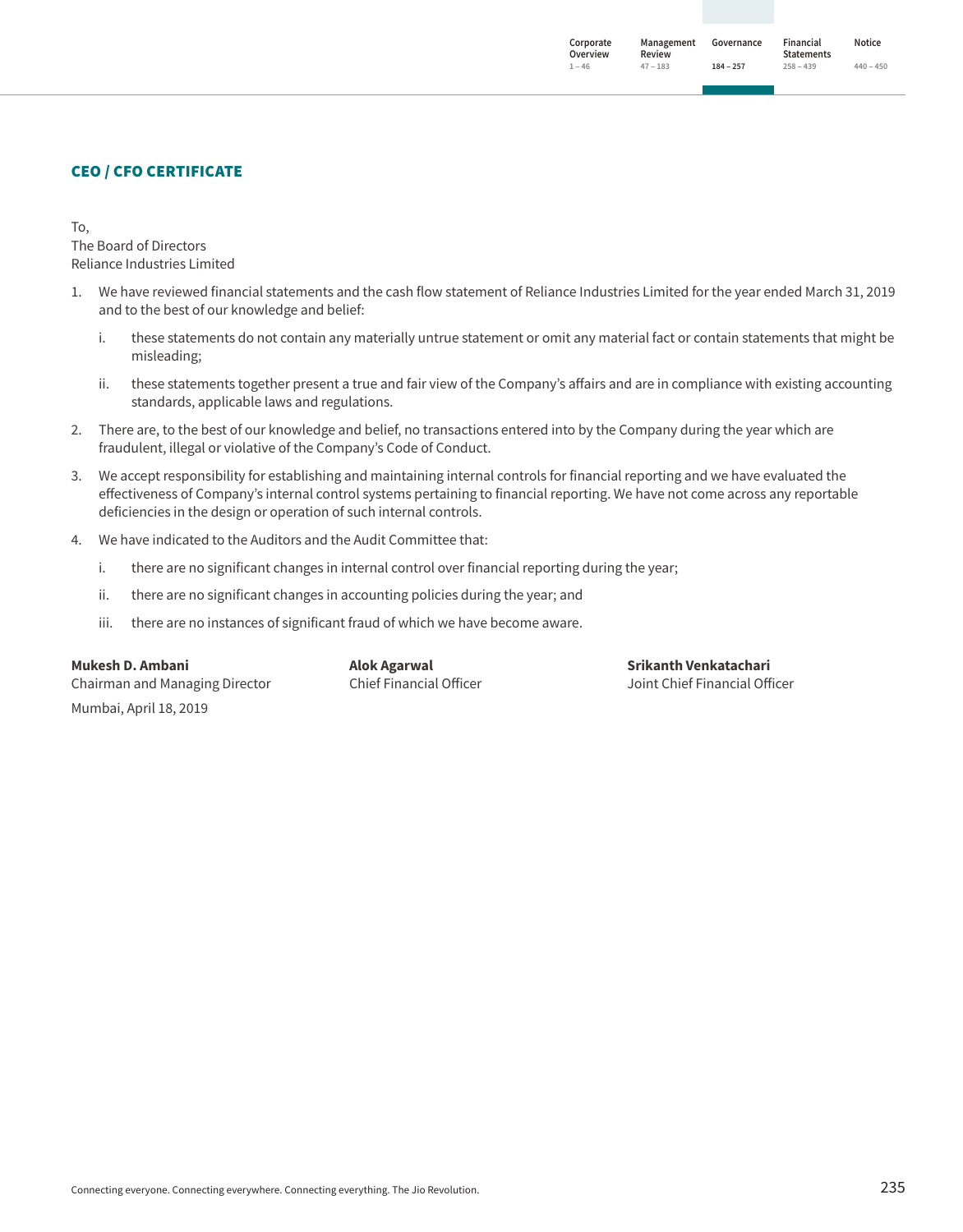## CEO / CFO CERTIFICATE

To,
The Board of Directors
Reliance Industries Limited

1. We have reviewed financial statements and the cash flow statement of Reliance Industries Limited for the year ended March 31, 2019 and to the best of our knowledge and belief:
   i. these statements do not contain any materially untrue statement or omit any material fact or contain statements that might be misleading;
   ii. these statements together present a true and fair view of the Company's affairs and are in compliance with existing accounting standards, applicable laws and regulations.
2. There are, to the best of our knowledge and belief, no transactions entered into by the Company during the year which are fraudulent, illegal or violative of the Company's Code of Conduct.
3. We accept responsibility for establishing and maintaining internal controls for financial reporting and we have evaluated the effectiveness of Company's internal control systems pertaining to financial reporting. We have not come across any reportable deficiencies in the design or operation of such internal controls.
4. We have indicated to the Auditors and the Audit Committee that:
   i. there are no significant changes in internal control over financial reporting during the year;
   ii. there are no significant changes in accounting policies during the year; and
   iii. there are no instances of significant fraud of which we have become aware.

**Mukesh D. Ambani**
Chairman and Managing Director

**Alok Agarwal**
Chief Financial Officer

**Srikanth Venkatachari**
Joint Chief Financial Officer

Mumbai, April 18, 2019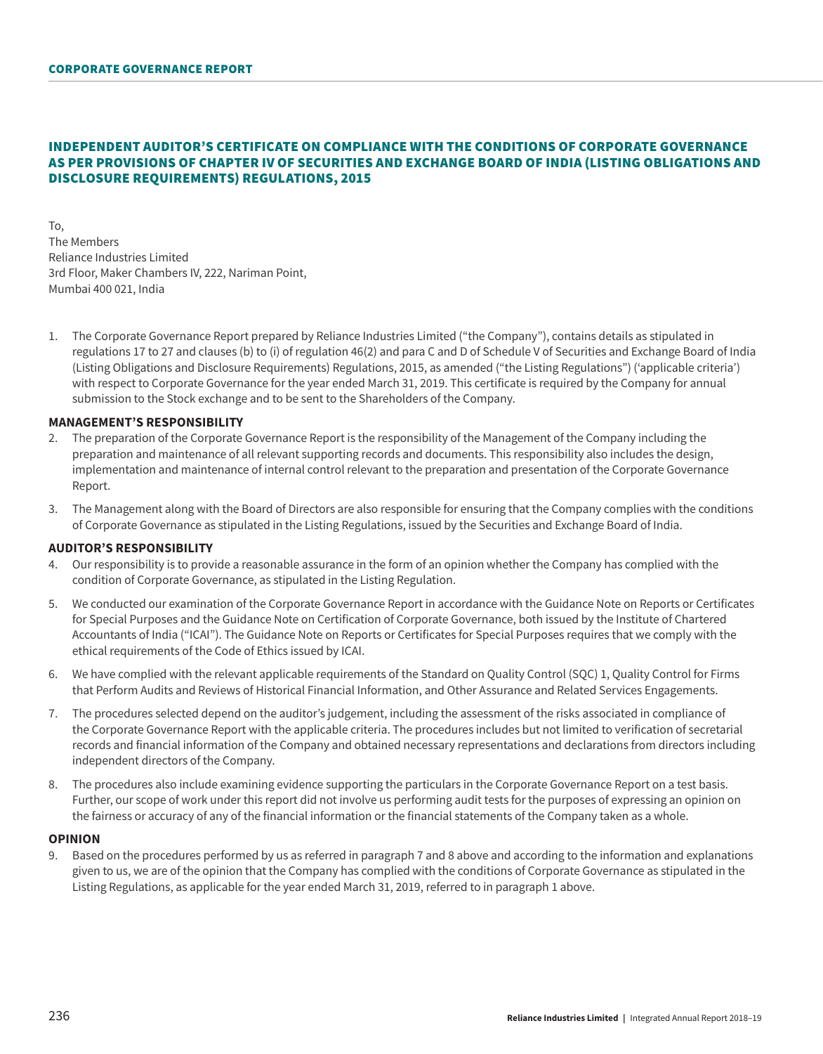## INDEPENDENT AUDITOR'S CERTIFICATE ON COMPLIANCE WITH THE CONDITIONS OF CORPORATE GOVERNANCE AS PER PROVISIONS OF CHAPTER IV OF SECURITIES AND EXCHANGE BOARD OF INDIA (LISTING OBLIGATIONS AND DISCLOSURE REQUIREMENTS) REGULATIONS, 2015

To,
The Members
Reliance Industries Limited
3rd Floor, Maker Chambers IV, 222, Nariman Point,
Mumbai 400 021, India

1. The Corporate Governance Report prepared by Reliance Industries Limited ("the Company"), contains details as stipulated in regulations 17 to 27 and clauses (b) to (i) of regulation 46(2) and para C and D of Schedule V of Securities and Exchange Board of India (Listing Obligations and Disclosure Requirements) Regulations, 2015, as amended ("the Listing Regulations") ('applicable criteria') with respect to Corporate Governance for the year ended March 31, 2019. This certificate is required by the Company for annual submission to the Stock exchange and to be sent to the Shareholders of the Company.

### MANAGEMENT'S RESPONSIBILITY

2. The preparation of the Corporate Governance Report is the responsibility of the Management of the Company including the preparation and maintenance of all relevant supporting records and documents. This responsibility also includes the design, implementation and maintenance of internal control relevant to the preparation and presentation of the Corporate Governance Report.
3. The Management along with the Board of Directors are also responsible for ensuring that the Company complies with the conditions of Corporate Governance as stipulated in the Listing Regulations, issued by the Securities and Exchange Board of India.

### AUDITOR'S RESPONSIBILITY

4. Our responsibility is to provide a reasonable assurance in the form of an opinion whether the Company has complied with the condition of Corporate Governance, as stipulated in the Listing Regulation.
5. We conducted our examination of the Corporate Governance Report in accordance with the Guidance Note on Reports or Certificates for Special Purposes and the Guidance Note on Certification of Corporate Governance, both issued by the Institute of Chartered Accountants of India ("ICAI"). The Guidance Note on Reports or Certificates for Special Purposes requires that we comply with the ethical requirements of the Code of Ethics issued by ICAI.
6. We have complied with the relevant applicable requirements of the Standard on Quality Control (SQC) 1, Quality Control for Firms that Perform Audits and Reviews of Historical Financial Information, and Other Assurance and Related Services Engagements.
7. The procedures selected depend on the auditor's judgement, including the assessment of the risks associated in compliance of the Corporate Governance Report with the applicable criteria. The procedures includes but not limited to verification of secretarial records and financial information of the Company and obtained necessary representations and declarations from directors including independent directors of the Company.
8. The procedures also include examining evidence supporting the particulars in the Corporate Governance Report on a test basis. Further, our scope of work under this report did not involve us performing audit tests for the purposes of expressing an opinion on the fairness or accuracy of any of the financial information or the financial statements of the Company taken as a whole.

### OPINION

9. Based on the procedures performed by us as referred in paragraph 7 and 8 above and according to the information and explanations given to us, we are of the opinion that the Company has complied with the conditions of Corporate Governance as stipulated in the Listing Regulations, as applicable for the year ended March 31, 2019, referred to in paragraph 1 above.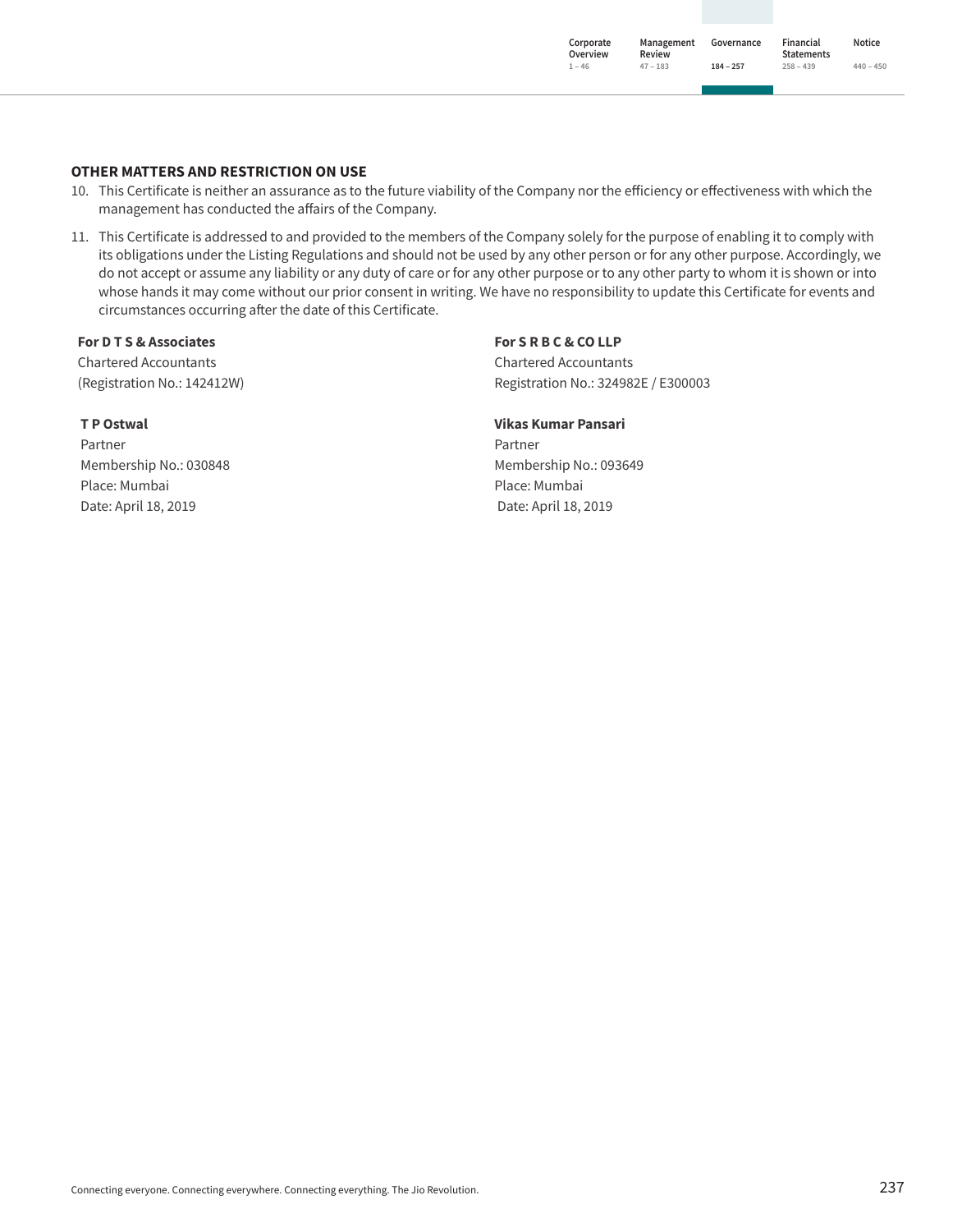## OTHER MATTERS AND RESTRICTION ON USE

10. This Certificate is neither an assurance as to the future viability of the Company nor the efficiency or effectiveness with which the management has conducted the affairs of the Company.

11. This Certificate is addressed to and provided to the members of the Company solely for the purpose of enabling it to comply with its obligations under the Listing Regulations and should not be used by any other person or for any other purpose. Accordingly, we do not accept or assume any liability or any duty of care or for any other purpose or to any other party to whom it is shown or into whose hands it may come without our prior consent in writing. We have no responsibility to update this Certificate for events and circumstances occurring after the date of this Certificate.

**For D T S & Associates**
Chartered Accountants
(Registration No.: 142412W)

**T P Ostwal**
Partner
Membership No.: 030848
Place: Mumbai
Date: April 18, 2019

**For S R B C & CO LLP**
Chartered Accountants
Registration No.: 324982E / E300003

**Vikas Kumar Pansari**
Partner
Membership No.: 093649
Place: Mumbai
Date: April 18, 2019